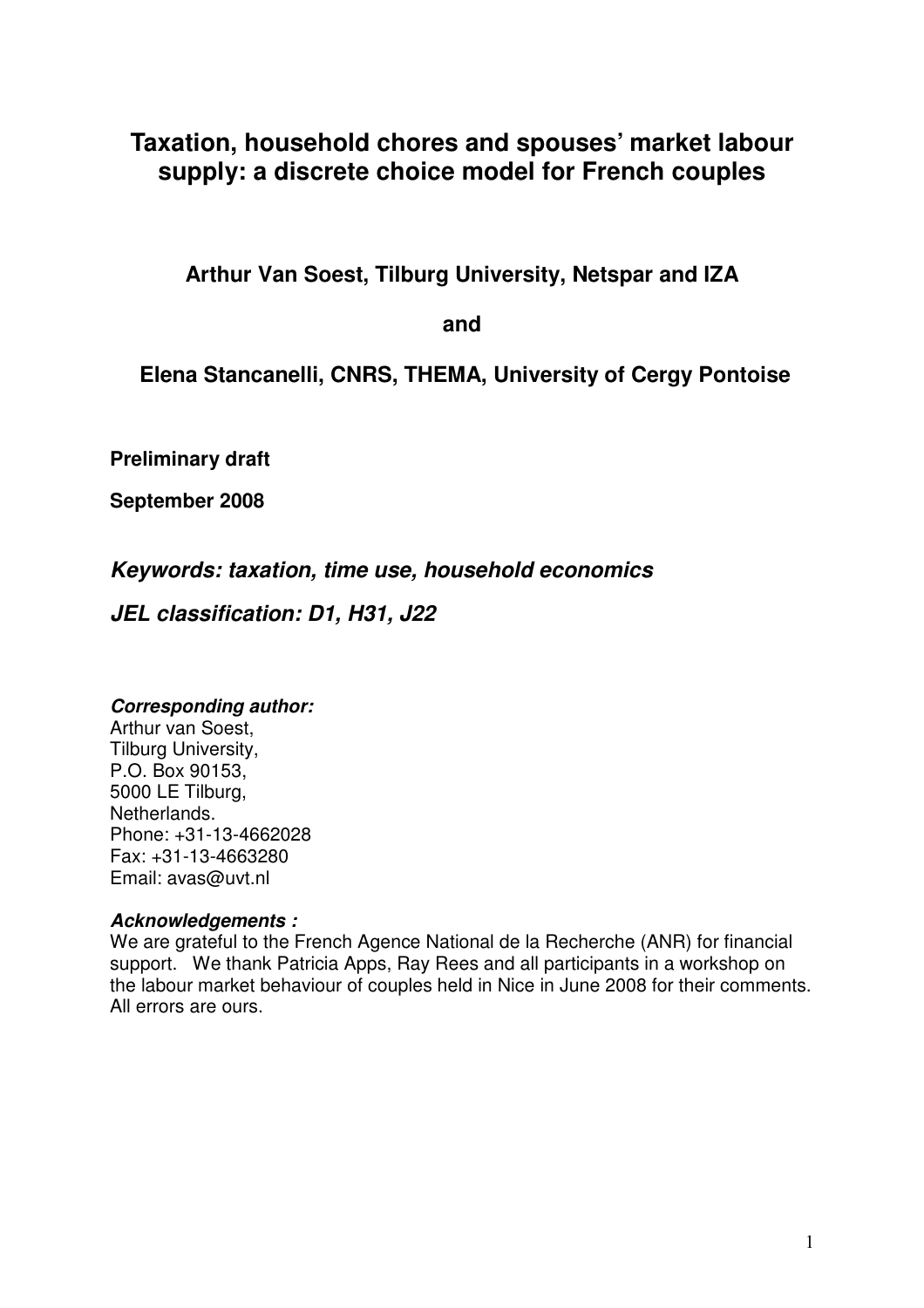# Taxation, household chores and spouses' market labour supply: a discrete choice model for French couples

**Arthur Van Soest, Tilburg University, Netspar and IZA**

**and**

**Elena Stancanelli, CNRS, THEMA, University of Cergy Pontoise**

**Preliminary draft**

**September 2008**

***Keywords: taxation, time use, household economics***

***JEL classification: D1, H31, J22***

***Corresponding author:***
Arthur van Soest,
Tilburg University,
P.O. Box 90153,
5000 LE Tilburg,
Netherlands.
Phone: +31-13-4662028
Fax: +31-13-4663280
Email: avas@uvt.nl

***Acknowledgements :***
We are grateful to the French Agence National de la Recherche (ANR) for financial support. We thank Patricia Apps, Ray Rees and all participants in a workshop on the labour market behaviour of couples held in Nice in June 2008 for their comments. All errors are ours.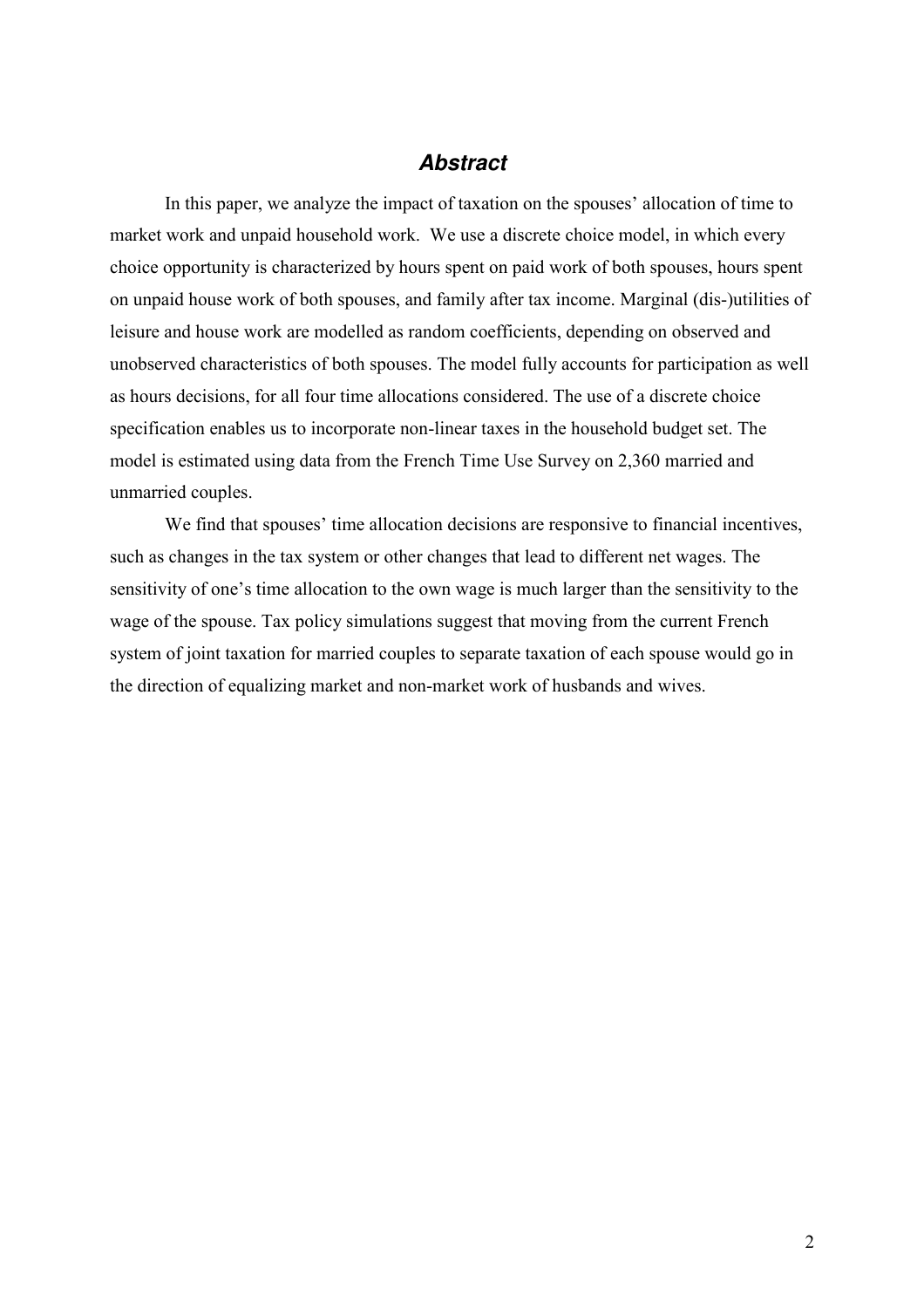## *Abstract*

In this paper, we analyze the impact of taxation on the spouses' allocation of time to market work and unpaid household work. We use a discrete choice model, in which every choice opportunity is characterized by hours spent on paid work of both spouses, hours spent on unpaid house work of both spouses, and family after tax income. Marginal (dis-)utilities of leisure and house work are modelled as random coefficients, depending on observed and unobserved characteristics of both spouses. The model fully accounts for participation as well as hours decisions, for all four time allocations considered. The use of a discrete choice specification enables us to incorporate non-linear taxes in the household budget set. The model is estimated using data from the French Time Use Survey on 2,360 married and unmarried couples.

We find that spouses' time allocation decisions are responsive to financial incentives, such as changes in the tax system or other changes that lead to different net wages. The sensitivity of one's time allocation to the own wage is much larger than the sensitivity to the wage of the spouse. Tax policy simulations suggest that moving from the current French system of joint taxation for married couples to separate taxation of each spouse would go in the direction of equalizing market and non-market work of husbands and wives.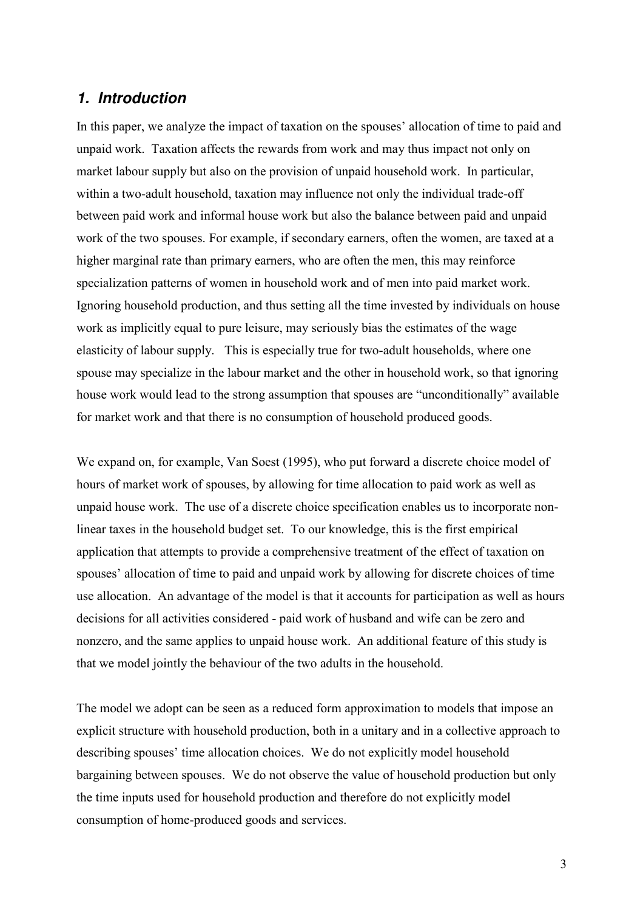## *1. Introduction*

In this paper, we analyze the impact of taxation on the spouses' allocation of time to paid and unpaid work. Taxation affects the rewards from work and may thus impact not only on market labour supply but also on the provision of unpaid household work. In particular, within a two-adult household, taxation may influence not only the individual trade-off between paid work and informal house work but also the balance between paid and unpaid work of the two spouses. For example, if secondary earners, often the women, are taxed at a higher marginal rate than primary earners, who are often the men, this may reinforce specialization patterns of women in household work and of men into paid market work. Ignoring household production, and thus setting all the time invested by individuals on house work as implicitly equal to pure leisure, may seriously bias the estimates of the wage elasticity of labour supply. This is especially true for two-adult households, where one spouse may specialize in the labour market and the other in household work, so that ignoring house work would lead to the strong assumption that spouses are "unconditionally" available for market work and that there is no consumption of household produced goods.

We expand on, for example, Van Soest (1995), who put forward a discrete choice model of hours of market work of spouses, by allowing for time allocation to paid work as well as unpaid house work. The use of a discrete choice specification enables us to incorporate non-linear taxes in the household budget set. To our knowledge, this is the first empirical application that attempts to provide a comprehensive treatment of the effect of taxation on spouses' allocation of time to paid and unpaid work by allowing for discrete choices of time use allocation. An advantage of the model is that it accounts for participation as well as hours decisions for all activities considered - paid work of husband and wife can be zero and nonzero, and the same applies to unpaid house work. An additional feature of this study is that we model jointly the behaviour of the two adults in the household.

The model we adopt can be seen as a reduced form approximation to models that impose an explicit structure with household production, both in a unitary and in a collective approach to describing spouses' time allocation choices. We do not explicitly model household bargaining between spouses. We do not observe the value of household production but only the time inputs used for household production and therefore do not explicitly model consumption of home-produced goods and services.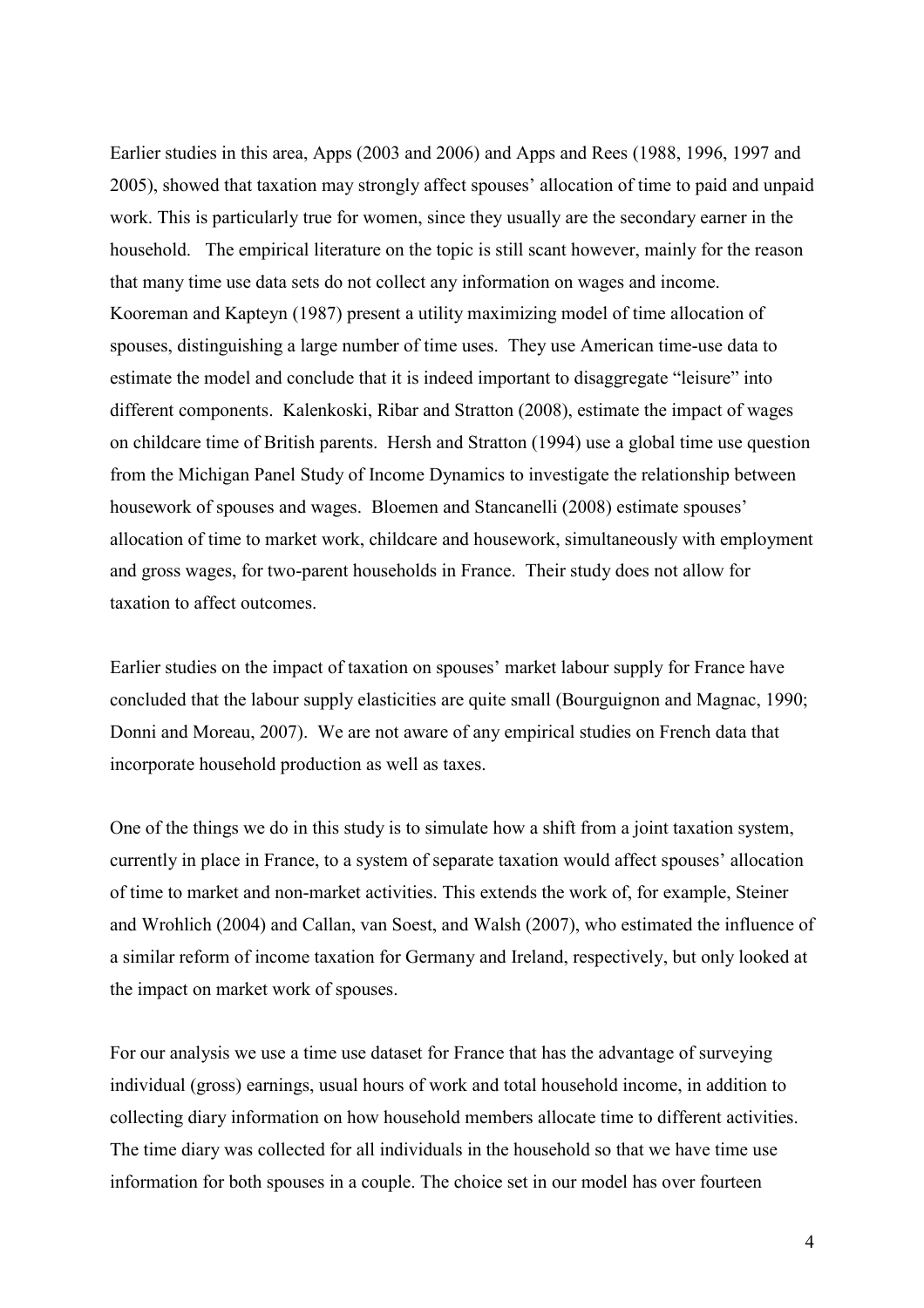Earlier studies in this area, Apps (2003 and 2006) and Apps and Rees (1988, 1996, 1997 and 2005), showed that taxation may strongly affect spouses' allocation of time to paid and unpaid work. This is particularly true for women, since they usually are the secondary earner in the household. The empirical literature on the topic is still scant however, mainly for the reason that many time use data sets do not collect any information on wages and income. Kooreman and Kapteyn (1987) present a utility maximizing model of time allocation of spouses, distinguishing a large number of time uses. They use American time-use data to estimate the model and conclude that it is indeed important to disaggregate "leisure" into different components. Kalenkoski, Ribar and Stratton (2008), estimate the impact of wages on childcare time of British parents. Hersh and Stratton (1994) use a global time use question from the Michigan Panel Study of Income Dynamics to investigate the relationship between housework of spouses and wages. Bloemen and Stancanelli (2008) estimate spouses' allocation of time to market work, childcare and housework, simultaneously with employment and gross wages, for two-parent households in France. Their study does not allow for taxation to affect outcomes.

Earlier studies on the impact of taxation on spouses' market labour supply for France have concluded that the labour supply elasticities are quite small (Bourguignon and Magnac, 1990; Donni and Moreau, 2007). We are not aware of any empirical studies on French data that incorporate household production as well as taxes.

One of the things we do in this study is to simulate how a shift from a joint taxation system, currently in place in France, to a system of separate taxation would affect spouses' allocation of time to market and non-market activities. This extends the work of, for example, Steiner and Wrohlich (2004) and Callan, van Soest, and Walsh (2007), who estimated the influence of a similar reform of income taxation for Germany and Ireland, respectively, but only looked at the impact on market work of spouses.

For our analysis we use a time use dataset for France that has the advantage of surveying individual (gross) earnings, usual hours of work and total household income, in addition to collecting diary information on how household members allocate time to different activities. The time diary was collected for all individuals in the household so that we have time use information for both spouses in a couple. The choice set in our model has over fourteen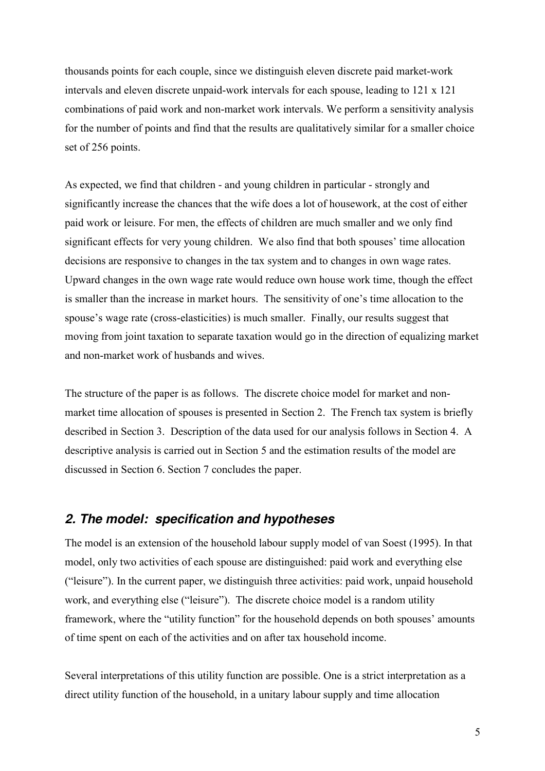thousands points for each couple, since we distinguish eleven discrete paid market-work intervals and eleven discrete unpaid-work intervals for each spouse, leading to 121 x 121 combinations of paid work and non-market work intervals. We perform a sensitivity analysis for the number of points and find that the results are qualitatively similar for a smaller choice set of 256 points.

As expected, we find that children - and young children in particular - strongly and significantly increase the chances that the wife does a lot of housework, at the cost of either paid work or leisure. For men, the effects of children are much smaller and we only find significant effects for very young children. We also find that both spouses' time allocation decisions are responsive to changes in the tax system and to changes in own wage rates. Upward changes in the own wage rate would reduce own house work time, though the effect is smaller than the increase in market hours. The sensitivity of one's time allocation to the spouse's wage rate (cross-elasticities) is much smaller. Finally, our results suggest that moving from joint taxation to separate taxation would go in the direction of equalizing market and non-market work of husbands and wives.

The structure of the paper is as follows. The discrete choice model for market and non-market time allocation of spouses is presented in Section 2. The French tax system is briefly described in Section 3. Description of the data used for our analysis follows in Section 4. A descriptive analysis is carried out in Section 5 and the estimation results of the model are discussed in Section 6. Section 7 concludes the paper.

## *2. The model: specification and hypotheses*

The model is an extension of the household labour supply model of van Soest (1995). In that model, only two activities of each spouse are distinguished: paid work and everything else ("leisure"). In the current paper, we distinguish three activities: paid work, unpaid household work, and everything else ("leisure"). The discrete choice model is a random utility framework, where the "utility function" for the household depends on both spouses' amounts of time spent on each of the activities and on after tax household income.

Several interpretations of this utility function are possible. One is a strict interpretation as a direct utility function of the household, in a unitary labour supply and time allocation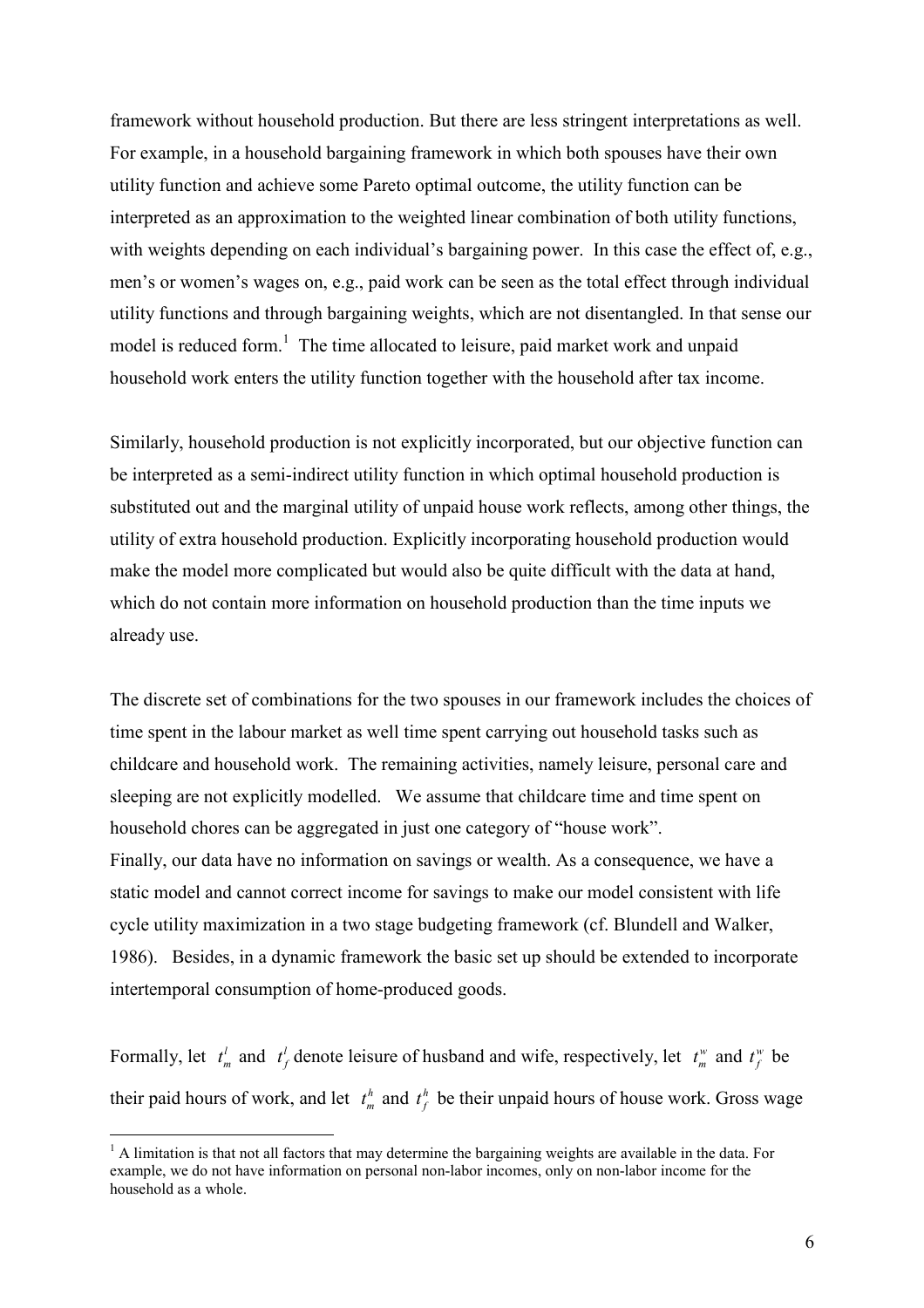framework without household production. But there are less stringent interpretations as well. For example, in a household bargaining framework in which both spouses have their own utility function and achieve some Pareto optimal outcome, the utility function can be interpreted as an approximation to the weighted linear combination of both utility functions, with weights depending on each individual's bargaining power. In this case the effect of, e.g., men's or women's wages on, e.g., paid work can be seen as the total effect through individual utility functions and through bargaining weights, which are not disentangled. In that sense our model is reduced form.[1] The time allocated to leisure, paid market work and unpaid household work enters the utility function together with the household after tax income.

Similarly, household production is not explicitly incorporated, but our objective function can be interpreted as a semi-indirect utility function in which optimal household production is substituted out and the marginal utility of unpaid house work reflects, among other things, the utility of extra household production. Explicitly incorporating household production would make the model more complicated but would also be quite difficult with the data at hand, which do not contain more information on household production than the time inputs we already use.

The discrete set of combinations for the two spouses in our framework includes the choices of time spent in the labour market as well time spent carrying out household tasks such as childcare and household work. The remaining activities, namely leisure, personal care and sleeping are not explicitly modelled. We assume that childcare time and time spent on household chores can be aggregated in just one category of "house work".
Finally, our data have no information on savings or wealth. As a consequence, we have a static model and cannot correct income for savings to make our model consistent with life cycle utility maximization in a two stage budgeting framework (cf. Blundell and Walker, 1986). Besides, in a dynamic framework the basic set up should be extended to incorporate intertemporal consumption of home-produced goods.

Formally, let $t_m^l$ and $t_f^l$ denote leisure of husband and wife, respectively, let $t_m^w$ and $t_f^w$ be their paid hours of work, and let $t_m^h$ and $t_f^h$ be their unpaid hours of house work. Gross wage

[1] A limitation is that not all factors that may determine the bargaining weights are available in the data. For example, we do not have information on personal non-labor incomes, only on non-labor income for the household as a whole.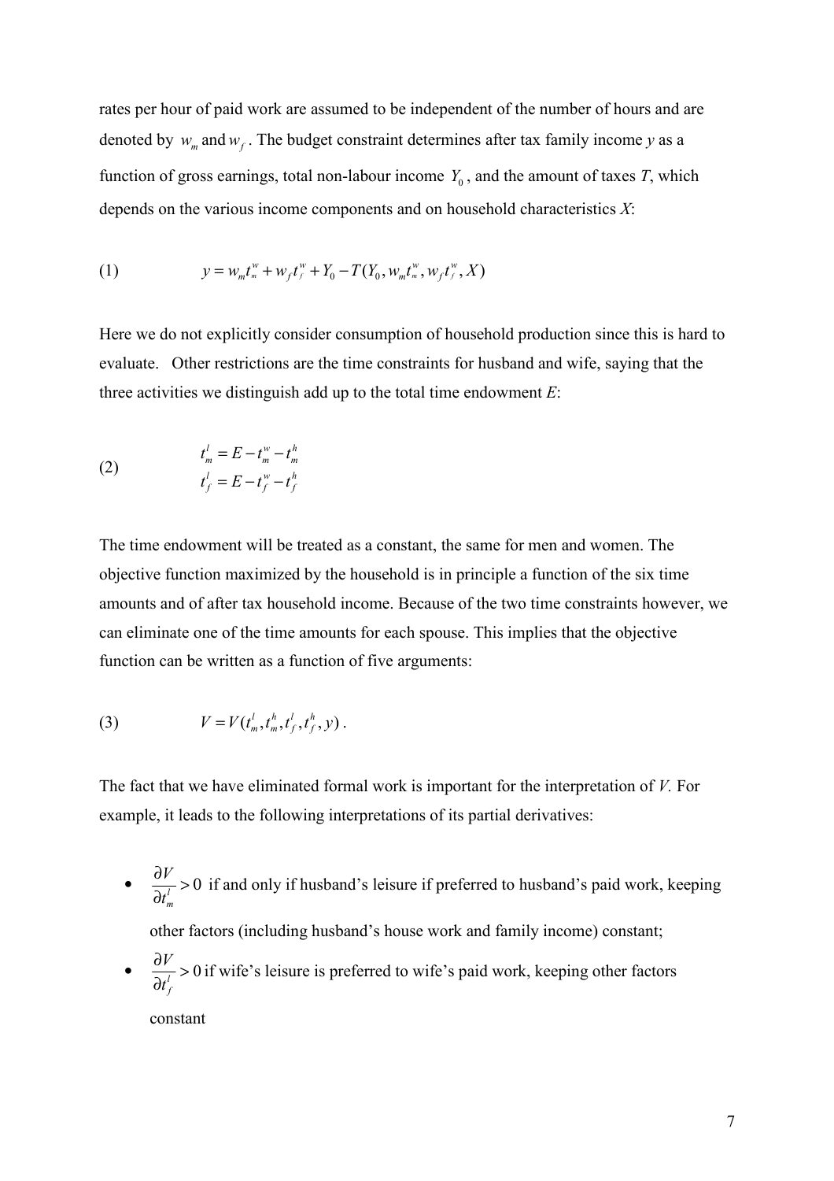rates per hour of paid work are assumed to be independent of the number of hours and are denoted by $w_m$ and $w_f$. The budget constraint determines after tax family income *y* as a function of gross earnings, total non-labour income $Y_0$, and the amount of taxes *T*, which depends on the various income components and on household characteristics *X*:

$$(1) \qquad y = w_m t_m^w + w_f t_f^w + Y_0 - T(Y_0, w_m t_m^w, w_f t_f^w, X)$$

Here we do not explicitly consider consumption of household production since this is hard to evaluate. Other restrictions are the time constraints for husband and wife, saying that the three activities we distinguish add up to the total time endowment *E*:

$$(2) \qquad \begin{aligned} t_m^l &= E - t_m^w - t_m^h \\ t_f^l &= E - t_f^w - t_f^h \end{aligned}$$

The time endowment will be treated as a constant, the same for men and women. The objective function maximized by the household is in principle a function of the six time amounts and of after tax household income. Because of the two time constraints however, we can eliminate one of the time amounts for each spouse. This implies that the objective function can be written as a function of five arguments:

$$(3) \qquad V = V(t_m^l, t_m^h, t_f^l, t_f^h, y)\,.$$

The fact that we have eliminated formal work is important for the interpretation of *V.* For example, it leads to the following interpretations of its partial derivatives:

- $\dfrac{\partial V}{\partial t_m^l} > 0$ if and only if husband's leisure if preferred to husband's paid work, keeping other factors (including husband's house work and family income) constant;
- $\dfrac{\partial V}{\partial t_f^l} > 0$ if wife's leisure is preferred to wife's paid work, keeping other factors constant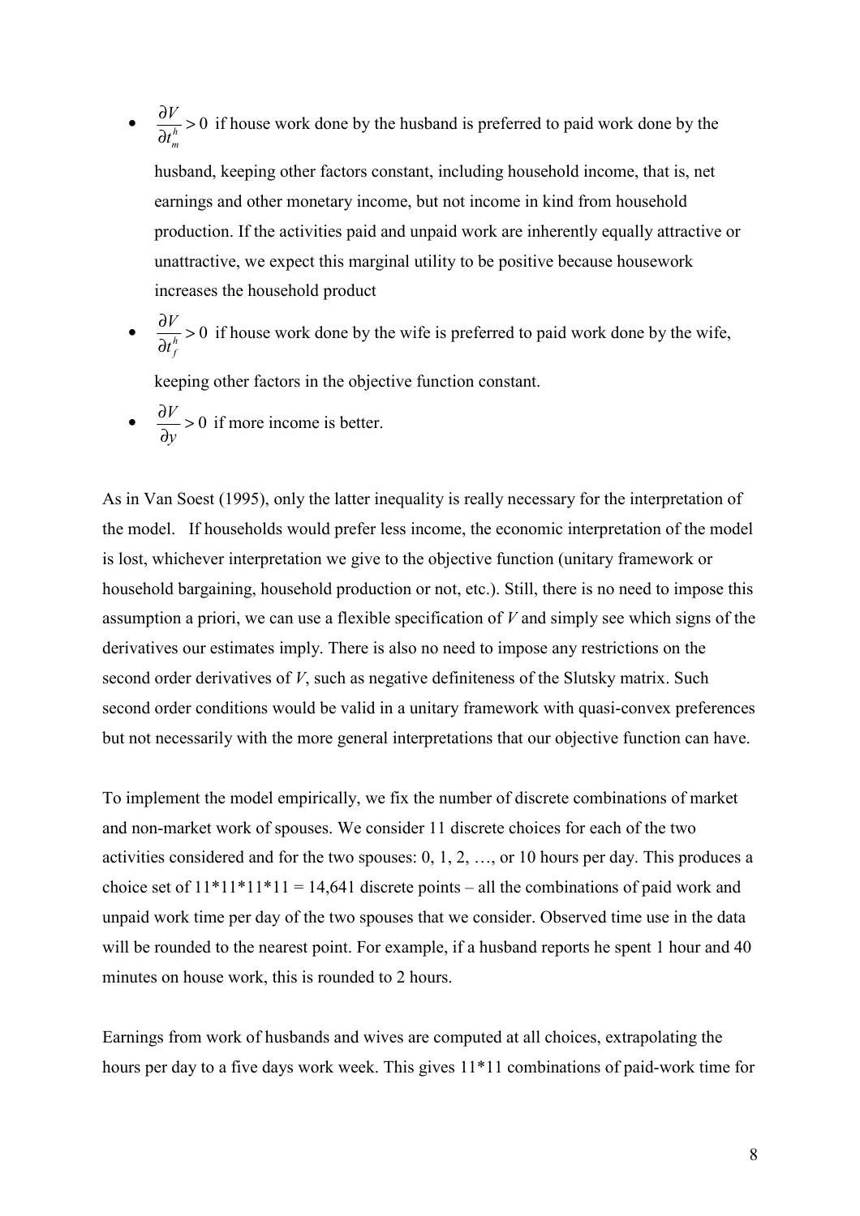- $\frac{\partial V}{\partial t_m^h} > 0$ if house work done by the husband is preferred to paid work done by the husband, keeping other factors constant, including household income, that is, net earnings and other monetary income, but not income in kind from household production. If the activities paid and unpaid work are inherently equally attractive or unattractive, we expect this marginal utility to be positive because housework increases the household product
- $\frac{\partial V}{\partial t_f^h} > 0$ if house work done by the wife is preferred to paid work done by the wife, keeping other factors in the objective function constant.
- $\frac{\partial V}{\partial y} > 0$ if more income is better.

As in Van Soest (1995), only the latter inequality is really necessary for the interpretation of the model. If households would prefer less income, the economic interpretation of the model is lost, whichever interpretation we give to the objective function (unitary framework or household bargaining, household production or not, etc.). Still, there is no need to impose this assumption a priori, we can use a flexible specification of *V* and simply see which signs of the derivatives our estimates imply. There is also no need to impose any restrictions on the second order derivatives of *V*, such as negative definiteness of the Slutsky matrix. Such second order conditions would be valid in a unitary framework with quasi-convex preferences but not necessarily with the more general interpretations that our objective function can have.

To implement the model empirically, we fix the number of discrete combinations of market and non-market work of spouses. We consider 11 discrete choices for each of the two activities considered and for the two spouses: 0, 1, 2, …, or 10 hours per day. This produces a choice set of 11*11*11*11 = 14,641 discrete points – all the combinations of paid work and unpaid work time per day of the two spouses that we consider. Observed time use in the data will be rounded to the nearest point. For example, if a husband reports he spent 1 hour and 40 minutes on house work, this is rounded to 2 hours.

Earnings from work of husbands and wives are computed at all choices, extrapolating the hours per day to a five days work week. This gives 11*11 combinations of paid-work time for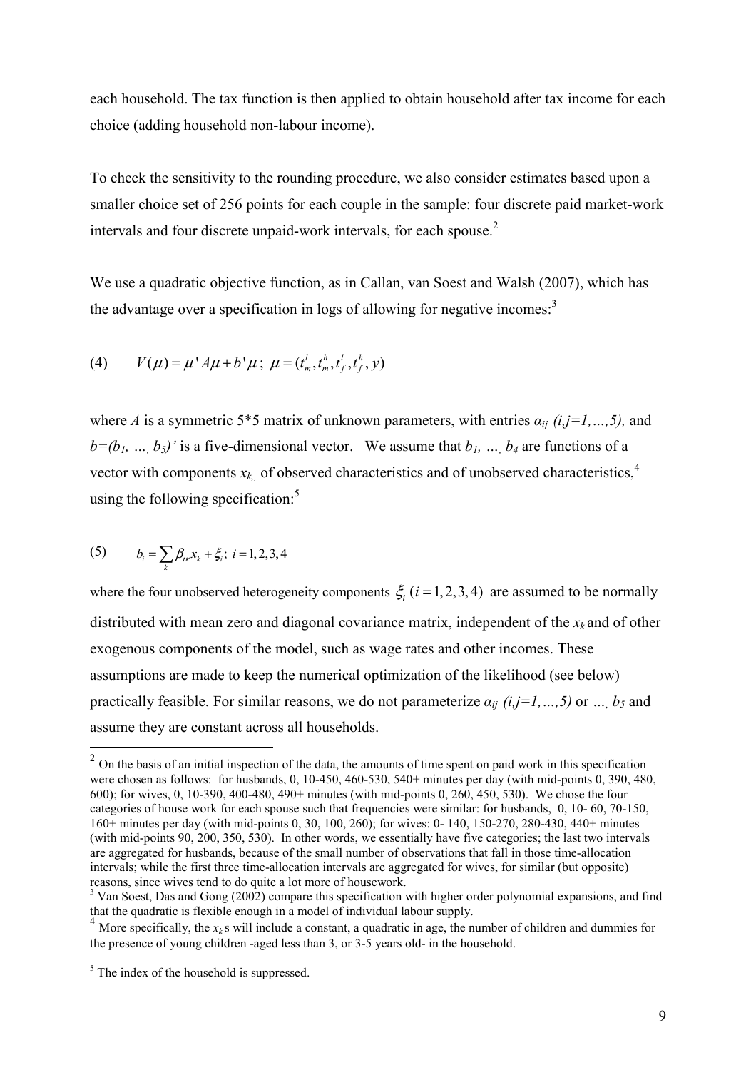each household. The tax function is then applied to obtain household after tax income for each choice (adding household non-labour income).

To check the sensitivity to the rounding procedure, we also consider estimates based upon a smaller choice set of 256 points for each couple in the sample: four discrete paid market-work intervals and four discrete unpaid-work intervals, for each spouse.[2]

We use a quadratic objective function, as in Callan, van Soest and Walsh (2007), which has the advantage over a specification in logs of allowing for negative incomes:[3]

$$(4) \qquad V(\mu) = \mu' A \mu + b'\mu\,;\;\; \mu = (t_m^l, t_m^h, t_f^l, t_f^h, y)$$

where $A$ is a symmetric 5*5 matrix of unknown parameters, with entries $\alpha_{ij}$ $(i,j=1,\ldots,5)$, and $b=(b_1, \ldots, b_5)'$ is a five-dimensional vector. We assume that $b_1, \ldots, b_4$ are functions of a vector with components $x_k$, of observed characteristics and of unobserved characteristics,[4] using the following specification:[5]

$$(5) \qquad b_i = \sum_k \beta_{ik} x_k + \xi_i\,;\; i = 1,2,3,4$$

where the four unobserved heterogeneity components $\xi_i$ $(i = 1,2,3,4)$ are assumed to be normally distributed with mean zero and diagonal covariance matrix, independent of the $x_k$ and of other exogenous components of the model, such as wage rates and other incomes. These assumptions are made to keep the numerical optimization of the likelihood (see below) practically feasible. For similar reasons, we do not parameterize $\alpha_{ij}$ $(i,j=1,\ldots,5)$ or $\ldots,$ $b_5$ and assume they are constant across all households.

---

[2] On the basis of an initial inspection of the data, the amounts of time spent on paid work in this specification were chosen as follows: for husbands, 0, 10-450, 460-530, 540+ minutes per day (with mid-points 0, 390, 480, 600); for wives, 0, 10-390, 400-480, 490+ minutes (with mid-points 0, 260, 450, 530). We chose the four categories of house work for each spouse such that frequencies were similar: for husbands, 0, 10- 60, 70-150, 160+ minutes per day (with mid-points 0, 30, 100, 260); for wives: 0- 140, 150-270, 280-430, 440+ minutes (with mid-points 90, 200, 350, 530). In other words, we essentially have five categories; the last two intervals are aggregated for husbands, because of the small number of observations that fall in those time-allocation intervals; while the first three time-allocation intervals are aggregated for wives, for similar (but opposite) reasons, since wives tend to do quite a lot more of housework.

[3] Van Soest, Das and Gong (2002) compare this specification with higher order polynomial expansions, and find that the quadratic is flexible enough in a model of individual labour supply.

[4] More specifically, the $x_k$ s will include a constant, a quadratic in age, the number of children and dummies for the presence of young children -aged less than 3, or 3-5 years old- in the household.

[5] The index of the household is suppressed.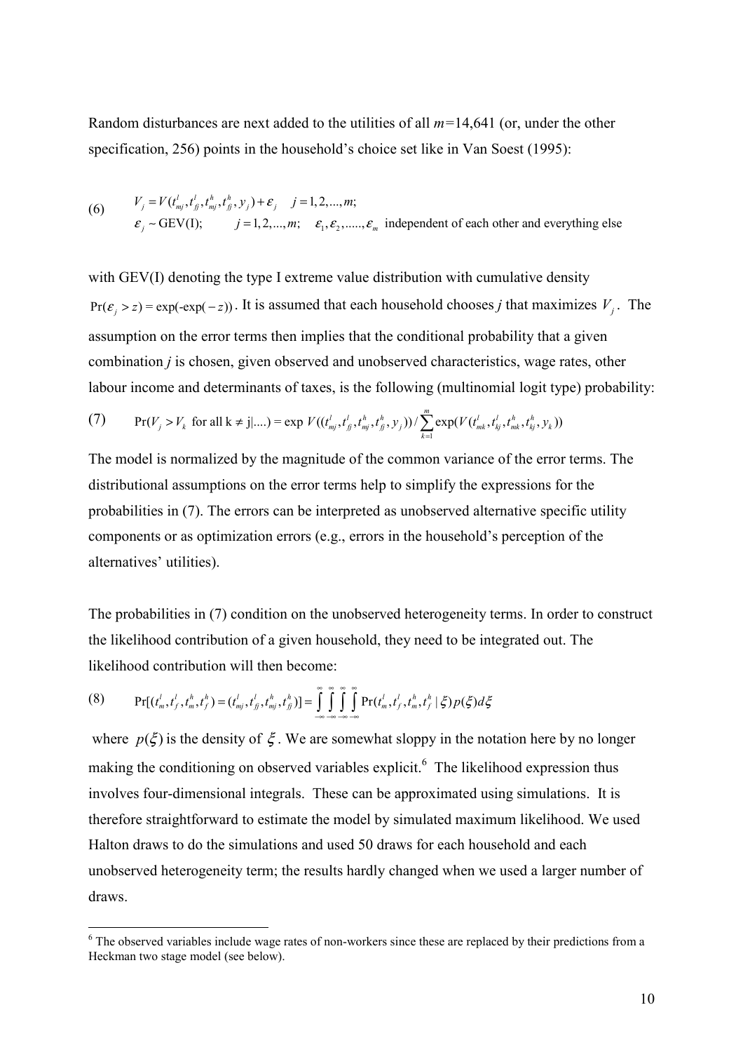Random disturbances are next added to the utilities of all $m$=14,641 (or, under the other specification, 256) points in the household's choice set like in Van Soest (1995):

$$
(6) \qquad \begin{array}{ll} V_j = V(t^l_{mj}, t^l_{fj}, t^h_{mj}, t^h_{fj}, y_j) + \varepsilon_j & j = 1,2,...,m; \\ \varepsilon_j \sim \text{GEV(I)}; \qquad j = 1,2,...,m; & \varepsilon_1, \varepsilon_2, ....., \varepsilon_m \text{ independent of each other and everything else} \end{array}
$$

with GEV(I) denoting the type I extreme value distribution with cumulative density $\Pr(\varepsilon_j > z) = \exp(-\exp(-z))$. It is assumed that each household chooses $j$ that maximizes $V_j$. The assumption on the error terms then implies that the conditional probability that a given combination $j$ is chosen, given observed and unobserved characteristics, wage rates, other labour income and determinants of taxes, is the following (multinomial logit type) probability:

$$
(7) \qquad \Pr(V_j > V_k \text{ for all k} \neq \text{j}|....) = \exp V((t^l_{mj}, t^l_{fj}, t^h_{mj}, t^h_{fj}, y_j)) / \sum_{k=1}^{m} \exp(V(t^l_{mk}, t^l_{kj}, t^h_{mk}, t^h_{kj}, y_k))
$$

The model is normalized by the magnitude of the common variance of the error terms. The distributional assumptions on the error terms help to simplify the expressions for the probabilities in (7). The errors can be interpreted as unobserved alternative specific utility components or as optimization errors (e.g., errors in the household's perception of the alternatives' utilities).

The probabilities in (7) condition on the unobserved heterogeneity terms. In order to construct the likelihood contribution of a given household, they need to be integrated out. The likelihood contribution will then become:

$$
(8) \qquad \Pr[(t^l_m, t^l_f, t^h_m, t^h_f) = (t^l_{mj}, t^l_{fj}, t^h_{mj}, t^h_{fj})] = \int_{-\infty}^{\infty}\int_{-\infty}^{\infty}\int_{-\infty}^{\infty}\int_{-\infty}^{\infty} \Pr(t^l_m, t^l_f, t^h_m, t^h_f \mid \xi) p(\xi) d\xi
$$

where $p(\xi)$ is the density of $\xi$. We are somewhat sloppy in the notation here by no longer making the conditioning on observed variables explicit.[6] The likelihood expression thus involves four-dimensional integrals. These can be approximated using simulations. It is therefore straightforward to estimate the model by simulated maximum likelihood. We used Halton draws to do the simulations and used 50 draws for each household and each unobserved heterogeneity term; the results hardly changed when we used a larger number of draws.

[6] The observed variables include wage rates of non-workers since these are replaced by their predictions from a Heckman two stage model (see below).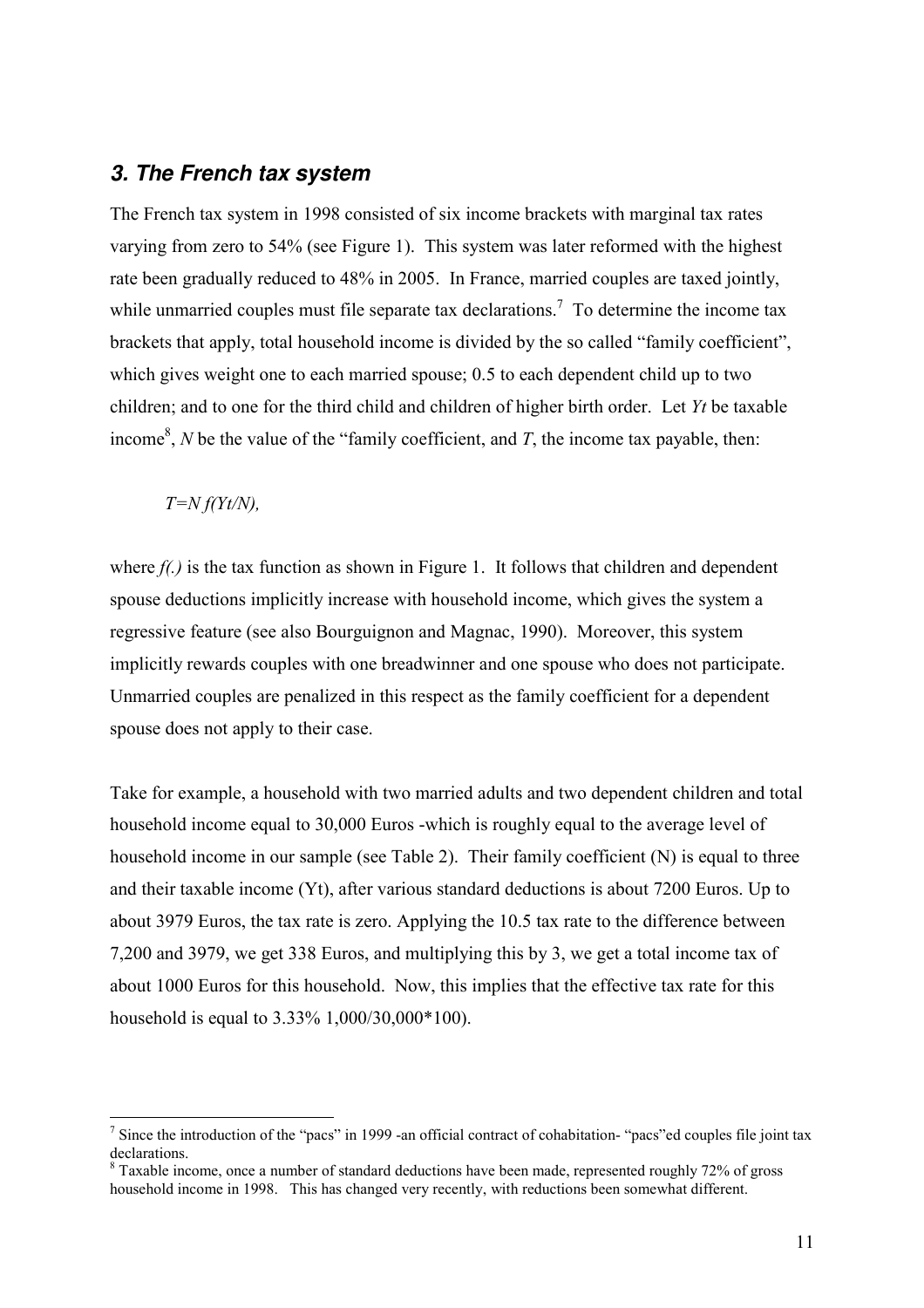## *3. The French tax system*

The French tax system in 1998 consisted of six income brackets with marginal tax rates varying from zero to 54% (see Figure 1). This system was later reformed with the highest rate been gradually reduced to 48% in 2005. In France, married couples are taxed jointly, while unmarried couples must file separate tax declarations.[7] To determine the income tax brackets that apply, total household income is divided by the so called "family coefficient", which gives weight one to each married spouse; 0.5 to each dependent child up to two children; and to one for the third child and children of higher birth order. Let $Yt$ be taxable income[8], $N$ be the value of the "family coefficient, and $T$, the income tax payable, then:

$$T = N\, f(Yt/N),$$

where $f(.)$ is the tax function as shown in Figure 1. It follows that children and dependent spouse deductions implicitly increase with household income, which gives the system a regressive feature (see also Bourguignon and Magnac, 1990). Moreover, this system implicitly rewards couples with one breadwinner and one spouse who does not participate. Unmarried couples are penalized in this respect as the family coefficient for a dependent spouse does not apply to their case.

Take for example, a household with two married adults and two dependent children and total household income equal to 30,000 Euros -which is roughly equal to the average level of household income in our sample (see Table 2). Their family coefficient (N) is equal to three and their taxable income (Yt), after various standard deductions is about 7200 Euros. Up to about 3979 Euros, the tax rate is zero. Applying the 10.5 tax rate to the difference between 7,200 and 3979, we get 338 Euros, and multiplying this by 3, we get a total income tax of about 1000 Euros for this household. Now, this implies that the effective tax rate for this household is equal to 3.33% 1,000/30,000*100).

---

[7] Since the introduction of the "pacs" in 1999 -an official contract of cohabitation- "pacs"ed couples file joint tax declarations.

[8] Taxable income, once a number of standard deductions have been made, represented roughly 72% of gross household income in 1998. This has changed very recently, with reductions been somewhat different.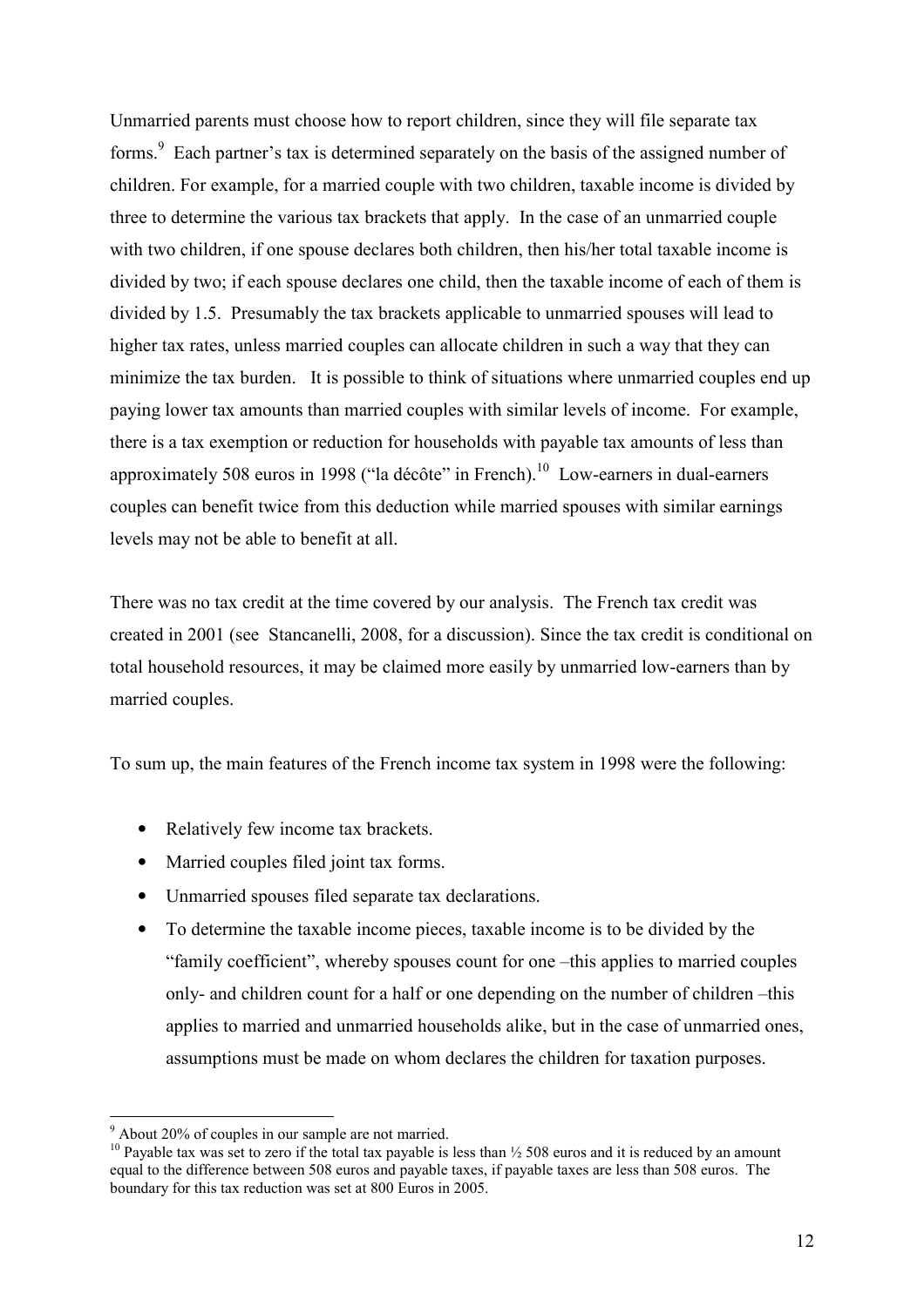Unmarried parents must choose how to report children, since they will file separate tax forms.[9] Each partner's tax is determined separately on the basis of the assigned number of children. For example, for a married couple with two children, taxable income is divided by three to determine the various tax brackets that apply. In the case of an unmarried couple with two children, if one spouse declares both children, then his/her total taxable income is divided by two; if each spouse declares one child, then the taxable income of each of them is divided by 1.5. Presumably the tax brackets applicable to unmarried spouses will lead to higher tax rates, unless married couples can allocate children in such a way that they can minimize the tax burden. It is possible to think of situations where unmarried couples end up paying lower tax amounts than married couples with similar levels of income. For example, there is a tax exemption or reduction for households with payable tax amounts of less than approximately 508 euros in 1998 ("la décôte" in French).[10] Low-earners in dual-earners couples can benefit twice from this deduction while married spouses with similar earnings levels may not be able to benefit at all.

There was no tax credit at the time covered by our analysis. The French tax credit was created in 2001 (see Stancanelli, 2008, for a discussion). Since the tax credit is conditional on total household resources, it may be claimed more easily by unmarried low-earners than by married couples.

To sum up, the main features of the French income tax system in 1998 were the following:

- Relatively few income tax brackets.
- Married couples filed joint tax forms.
- Unmarried spouses filed separate tax declarations.
- To determine the taxable income pieces, taxable income is to be divided by the "family coefficient", whereby spouses count for one –this applies to married couples only- and children count for a half or one depending on the number of children –this applies to married and unmarried households alike, but in the case of unmarried ones, assumptions must be made on whom declares the children for taxation purposes.

---

[9] About 20% of couples in our sample are not married.

[10] Payable tax was set to zero if the total tax payable is less than ½ 508 euros and it is reduced by an amount equal to the difference between 508 euros and payable taxes, if payable taxes are less than 508 euros. The boundary for this tax reduction was set at 800 Euros in 2005.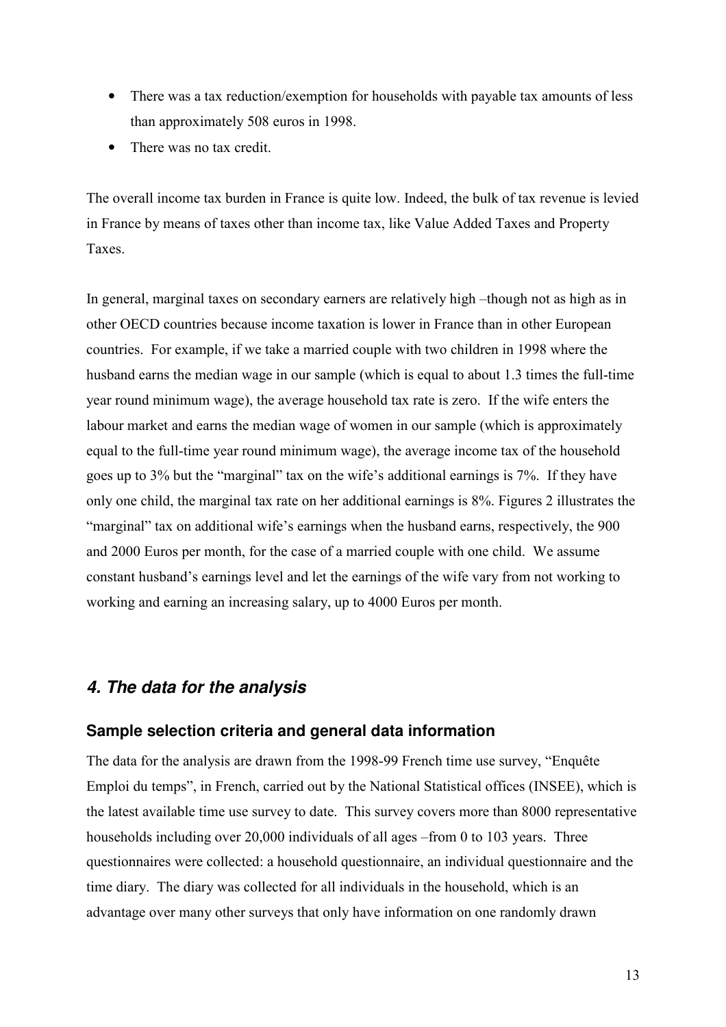- There was a tax reduction/exemption for households with payable tax amounts of less than approximately 508 euros in 1998.
- There was no tax credit.

The overall income tax burden in France is quite low. Indeed, the bulk of tax revenue is levied in France by means of taxes other than income tax, like Value Added Taxes and Property Taxes.

In general, marginal taxes on secondary earners are relatively high –though not as high as in other OECD countries because income taxation is lower in France than in other European countries. For example, if we take a married couple with two children in 1998 where the husband earns the median wage in our sample (which is equal to about 1.3 times the full-time year round minimum wage), the average household tax rate is zero. If the wife enters the labour market and earns the median wage of women in our sample (which is approximately equal to the full-time year round minimum wage), the average income tax of the household goes up to 3% but the "marginal" tax on the wife's additional earnings is 7%. If they have only one child, the marginal tax rate on her additional earnings is 8%. Figures 2 illustrates the "marginal" tax on additional wife's earnings when the husband earns, respectively, the 900 and 2000 Euros per month, for the case of a married couple with one child. We assume constant husband's earnings level and let the earnings of the wife vary from not working to working and earning an increasing salary, up to 4000 Euros per month.

## *4. The data for the analysis*

### Sample selection criteria and general data information

The data for the analysis are drawn from the 1998-99 French time use survey, "Enquête Emploi du temps", in French, carried out by the National Statistical offices (INSEE), which is the latest available time use survey to date. This survey covers more than 8000 representative households including over 20,000 individuals of all ages –from 0 to 103 years. Three questionnaires were collected: a household questionnaire, an individual questionnaire and the time diary. The diary was collected for all individuals in the household, which is an advantage over many other surveys that only have information on one randomly drawn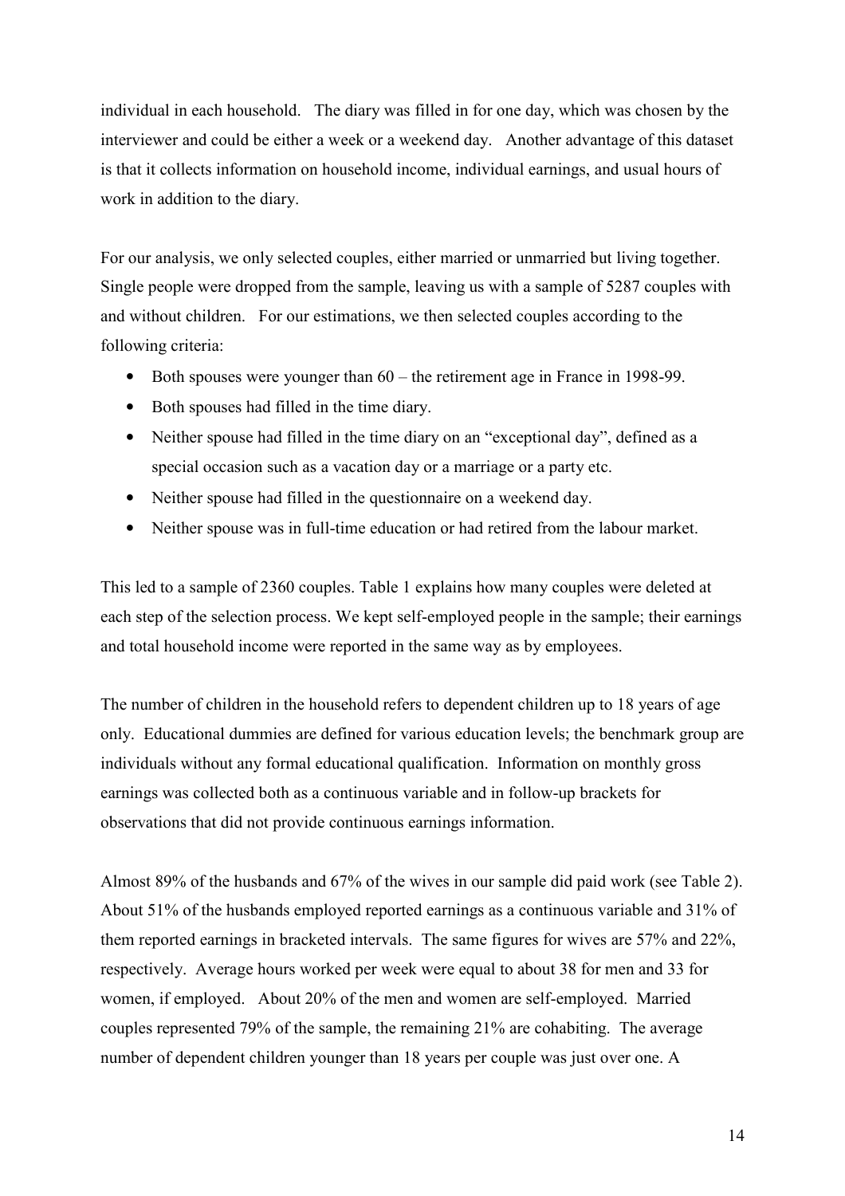individual in each household. The diary was filled in for one day, which was chosen by the interviewer and could be either a week or a weekend day. Another advantage of this dataset is that it collects information on household income, individual earnings, and usual hours of work in addition to the diary.

For our analysis, we only selected couples, either married or unmarried but living together. Single people were dropped from the sample, leaving us with a sample of 5287 couples with and without children. For our estimations, we then selected couples according to the following criteria:

- Both spouses were younger than 60 – the retirement age in France in 1998-99.
- Both spouses had filled in the time diary.
- Neither spouse had filled in the time diary on an "exceptional day", defined as a special occasion such as a vacation day or a marriage or a party etc.
- Neither spouse had filled in the questionnaire on a weekend day.
- Neither spouse was in full-time education or had retired from the labour market.

This led to a sample of 2360 couples. Table 1 explains how many couples were deleted at each step of the selection process. We kept self-employed people in the sample; their earnings and total household income were reported in the same way as by employees.

The number of children in the household refers to dependent children up to 18 years of age only. Educational dummies are defined for various education levels; the benchmark group are individuals without any formal educational qualification. Information on monthly gross earnings was collected both as a continuous variable and in follow-up brackets for observations that did not provide continuous earnings information.

Almost 89% of the husbands and 67% of the wives in our sample did paid work (see Table 2). About 51% of the husbands employed reported earnings as a continuous variable and 31% of them reported earnings in bracketed intervals. The same figures for wives are 57% and 22%, respectively. Average hours worked per week were equal to about 38 for men and 33 for women, if employed. About 20% of the men and women are self-employed. Married couples represented 79% of the sample, the remaining 21% are cohabiting. The average number of dependent children younger than 18 years per couple was just over one. A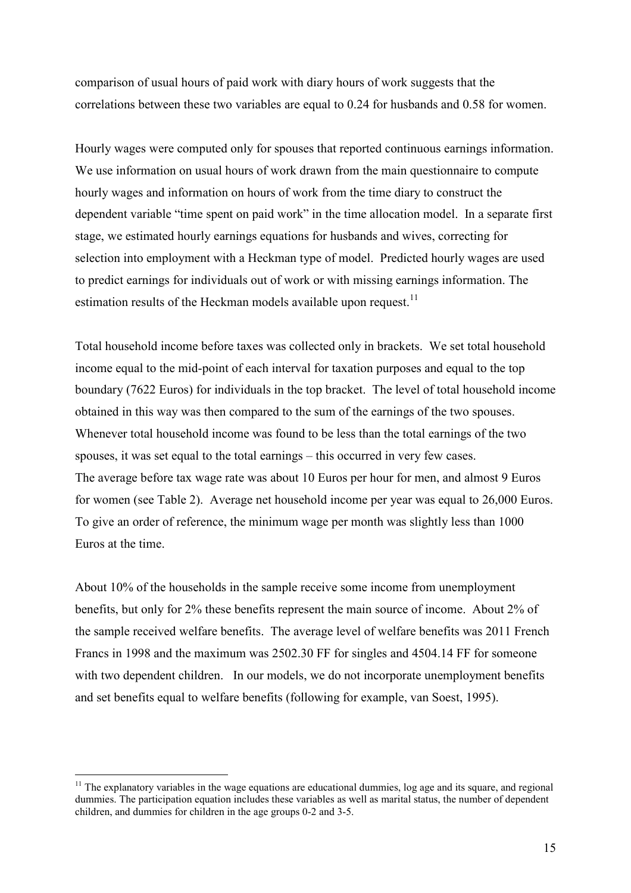comparison of usual hours of paid work with diary hours of work suggests that the correlations between these two variables are equal to 0.24 for husbands and 0.58 for women.

Hourly wages were computed only for spouses that reported continuous earnings information. We use information on usual hours of work drawn from the main questionnaire to compute hourly wages and information on hours of work from the time diary to construct the dependent variable "time spent on paid work" in the time allocation model. In a separate first stage, we estimated hourly earnings equations for husbands and wives, correcting for selection into employment with a Heckman type of model. Predicted hourly wages are used to predict earnings for individuals out of work or with missing earnings information. The estimation results of the Heckman models available upon request.[11]

Total household income before taxes was collected only in brackets. We set total household income equal to the mid-point of each interval for taxation purposes and equal to the top boundary (7622 Euros) for individuals in the top bracket. The level of total household income obtained in this way was then compared to the sum of the earnings of the two spouses. Whenever total household income was found to be less than the total earnings of the two spouses, it was set equal to the total earnings – this occurred in very few cases.
The average before tax wage rate was about 10 Euros per hour for men, and almost 9 Euros for women (see Table 2). Average net household income per year was equal to 26,000 Euros. To give an order of reference, the minimum wage per month was slightly less than 1000 Euros at the time.

About 10% of the households in the sample receive some income from unemployment benefits, but only for 2% these benefits represent the main source of income. About 2% of the sample received welfare benefits. The average level of welfare benefits was 2011 French Francs in 1998 and the maximum was 2502.30 FF for singles and 4504.14 FF for someone with two dependent children. In our models, we do not incorporate unemployment benefits and set benefits equal to welfare benefits (following for example, van Soest, 1995).

[11] The explanatory variables in the wage equations are educational dummies, log age and its square, and regional dummies. The participation equation includes these variables as well as marital status, the number of dependent children, and dummies for children in the age groups 0-2 and 3-5.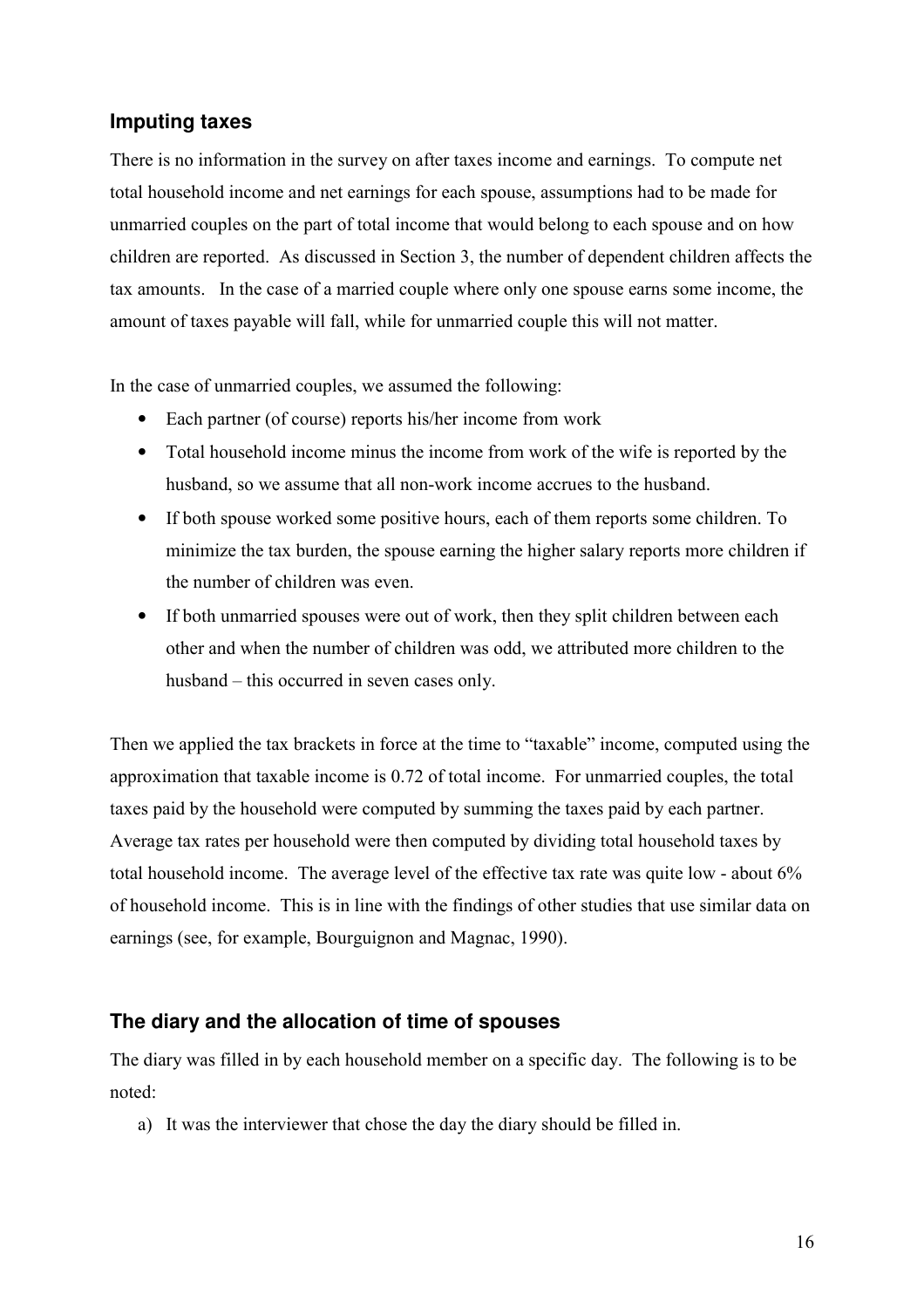## Imputing taxes

There is no information in the survey on after taxes income and earnings. To compute net total household income and net earnings for each spouse, assumptions had to be made for unmarried couples on the part of total income that would belong to each spouse and on how children are reported. As discussed in Section 3, the number of dependent children affects the tax amounts. In the case of a married couple where only one spouse earns some income, the amount of taxes payable will fall, while for unmarried couple this will not matter.

In the case of unmarried couples, we assumed the following:

- Each partner (of course) reports his/her income from work
- Total household income minus the income from work of the wife is reported by the husband, so we assume that all non-work income accrues to the husband.
- If both spouse worked some positive hours, each of them reports some children. To minimize the tax burden, the spouse earning the higher salary reports more children if the number of children was even.
- If both unmarried spouses were out of work, then they split children between each other and when the number of children was odd, we attributed more children to the husband – this occurred in seven cases only.

Then we applied the tax brackets in force at the time to "taxable" income, computed using the approximation that taxable income is 0.72 of total income. For unmarried couples, the total taxes paid by the household were computed by summing the taxes paid by each partner. Average tax rates per household were then computed by dividing total household taxes by total household income. The average level of the effective tax rate was quite low - about 6% of household income. This is in line with the findings of other studies that use similar data on earnings (see, for example, Bourguignon and Magnac, 1990).

## The diary and the allocation of time of spouses

The diary was filled in by each household member on a specific day. The following is to be noted:

a) It was the interviewer that chose the day the diary should be filled in.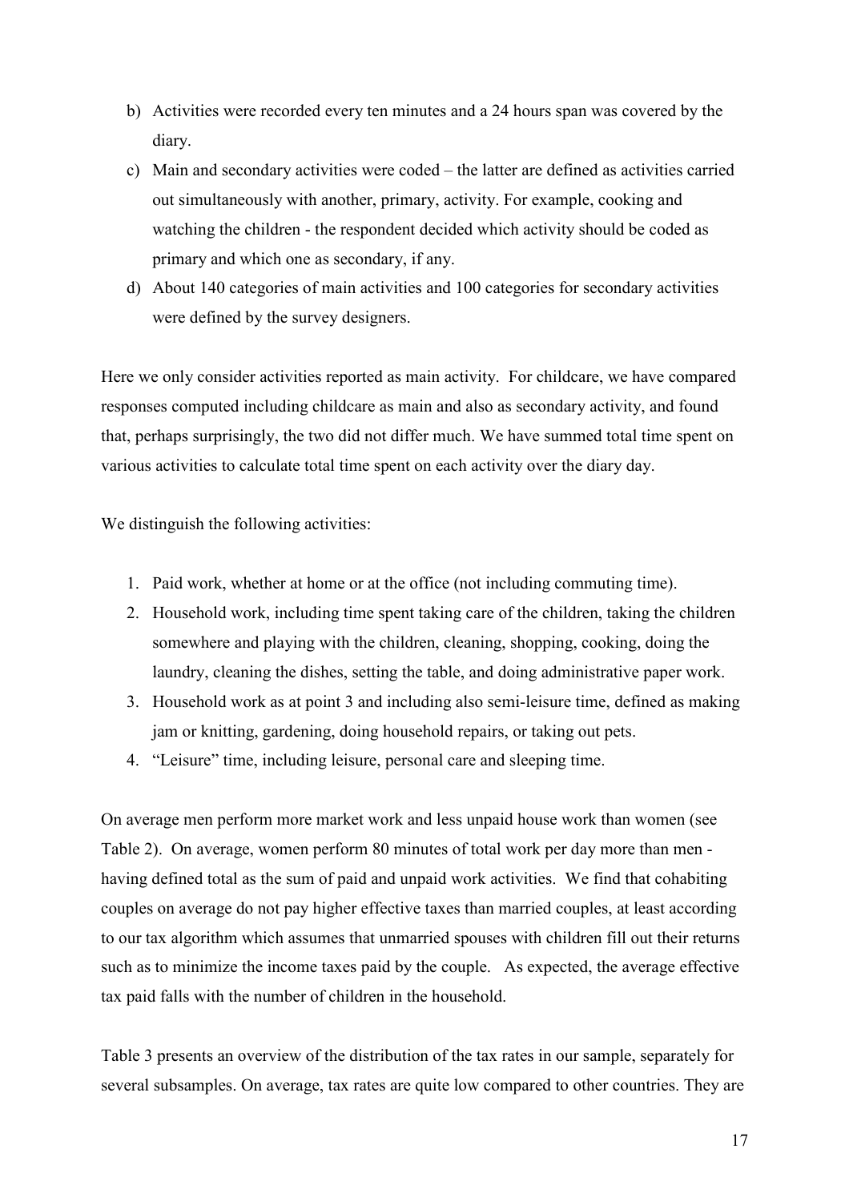b) Activities were recorded every ten minutes and a 24 hours span was covered by the diary.
c) Main and secondary activities were coded – the latter are defined as activities carried out simultaneously with another, primary, activity. For example, cooking and watching the children - the respondent decided which activity should be coded as primary and which one as secondary, if any.
d) About 140 categories of main activities and 100 categories for secondary activities were defined by the survey designers.

Here we only consider activities reported as main activity. For childcare, we have compared responses computed including childcare as main and also as secondary activity, and found that, perhaps surprisingly, the two did not differ much. We have summed total time spent on various activities to calculate total time spent on each activity over the diary day.

We distinguish the following activities:

1. Paid work, whether at home or at the office (not including commuting time).
2. Household work, including time spent taking care of the children, taking the children somewhere and playing with the children, cleaning, shopping, cooking, doing the laundry, cleaning the dishes, setting the table, and doing administrative paper work.
3. Household work as at point 3 and including also semi-leisure time, defined as making jam or knitting, gardening, doing household repairs, or taking out pets.
4. "Leisure" time, including leisure, personal care and sleeping time.

On average men perform more market work and less unpaid house work than women (see Table 2). On average, women perform 80 minutes of total work per day more than men - having defined total as the sum of paid and unpaid work activities. We find that cohabiting couples on average do not pay higher effective taxes than married couples, at least according to our tax algorithm which assumes that unmarried spouses with children fill out their returns such as to minimize the income taxes paid by the couple. As expected, the average effective tax paid falls with the number of children in the household.

Table 3 presents an overview of the distribution of the tax rates in our sample, separately for several subsamples. On average, tax rates are quite low compared to other countries. They are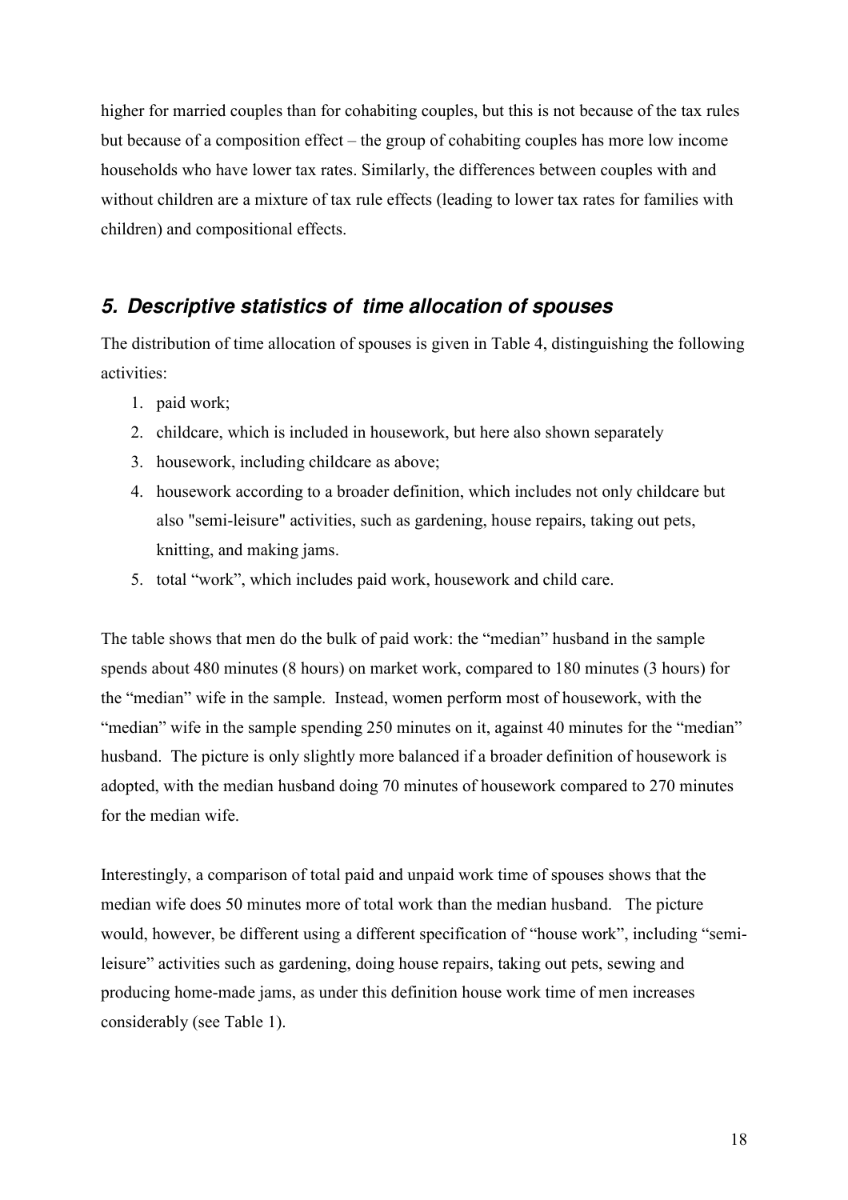higher for married couples than for cohabiting couples, but this is not because of the tax rules but because of a composition effect – the group of cohabiting couples has more low income households who have lower tax rates. Similarly, the differences between couples with and without children are a mixture of tax rule effects (leading to lower tax rates for families with children) and compositional effects.

## *5. Descriptive statistics of time allocation of spouses*

The distribution of time allocation of spouses is given in Table 4, distinguishing the following activities:

1. paid work;
2. childcare, which is included in housework, but here also shown separately
3. housework, including childcare as above;
4. housework according to a broader definition, which includes not only childcare but also "semi-leisure" activities, such as gardening, house repairs, taking out pets, knitting, and making jams.
5. total "work", which includes paid work, housework and child care.

The table shows that men do the bulk of paid work: the "median" husband in the sample spends about 480 minutes (8 hours) on market work, compared to 180 minutes (3 hours) for the "median" wife in the sample. Instead, women perform most of housework, with the "median" wife in the sample spending 250 minutes on it, against 40 minutes for the "median" husband. The picture is only slightly more balanced if a broader definition of housework is adopted, with the median husband doing 70 minutes of housework compared to 270 minutes for the median wife.

Interestingly, a comparison of total paid and unpaid work time of spouses shows that the median wife does 50 minutes more of total work than the median husband. The picture would, however, be different using a different specification of "house work", including "semi-leisure" activities such as gardening, doing house repairs, taking out pets, sewing and producing home-made jams, as under this definition house work time of men increases considerably (see Table 1).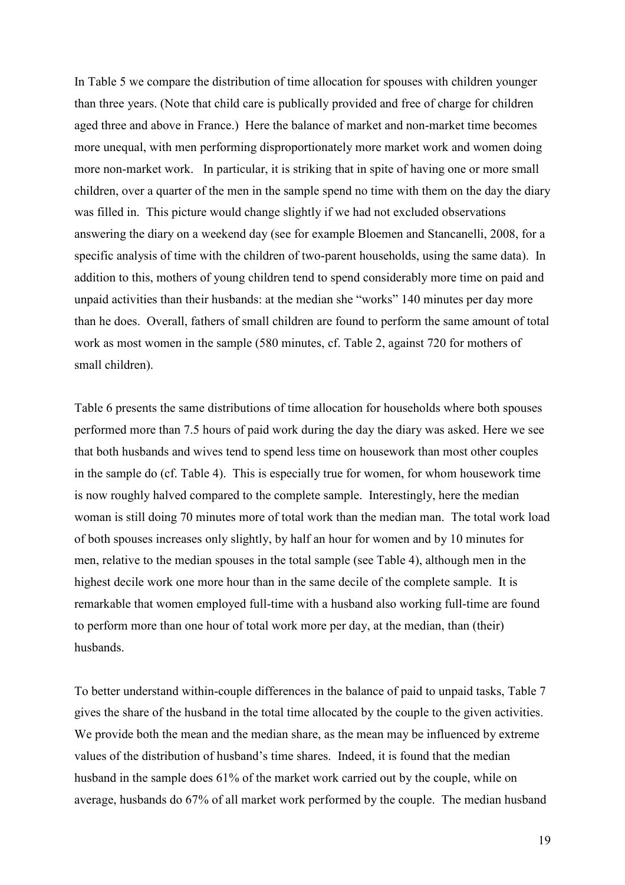In Table 5 we compare the distribution of time allocation for spouses with children younger than three years. (Note that child care is publically provided and free of charge for children aged three and above in France.) Here the balance of market and non-market time becomes more unequal, with men performing disproportionately more market work and women doing more non-market work. In particular, it is striking that in spite of having one or more small children, over a quarter of the men in the sample spend no time with them on the day the diary was filled in. This picture would change slightly if we had not excluded observations answering the diary on a weekend day (see for example Bloemen and Stancanelli, 2008, for a specific analysis of time with the children of two-parent households, using the same data). In addition to this, mothers of young children tend to spend considerably more time on paid and unpaid activities than their husbands: at the median she "works" 140 minutes per day more than he does. Overall, fathers of small children are found to perform the same amount of total work as most women in the sample (580 minutes, cf. Table 2, against 720 for mothers of small children).

Table 6 presents the same distributions of time allocation for households where both spouses performed more than 7.5 hours of paid work during the day the diary was asked. Here we see that both husbands and wives tend to spend less time on housework than most other couples in the sample do (cf. Table 4). This is especially true for women, for whom housework time is now roughly halved compared to the complete sample. Interestingly, here the median woman is still doing 70 minutes more of total work than the median man. The total work load of both spouses increases only slightly, by half an hour for women and by 10 minutes for men, relative to the median spouses in the total sample (see Table 4), although men in the highest decile work one more hour than in the same decile of the complete sample. It is remarkable that women employed full-time with a husband also working full-time are found to perform more than one hour of total work more per day, at the median, than (their) husbands.

To better understand within-couple differences in the balance of paid to unpaid tasks, Table 7 gives the share of the husband in the total time allocated by the couple to the given activities. We provide both the mean and the median share, as the mean may be influenced by extreme values of the distribution of husband's time shares. Indeed, it is found that the median husband in the sample does 61% of the market work carried out by the couple, while on average, husbands do 67% of all market work performed by the couple. The median husband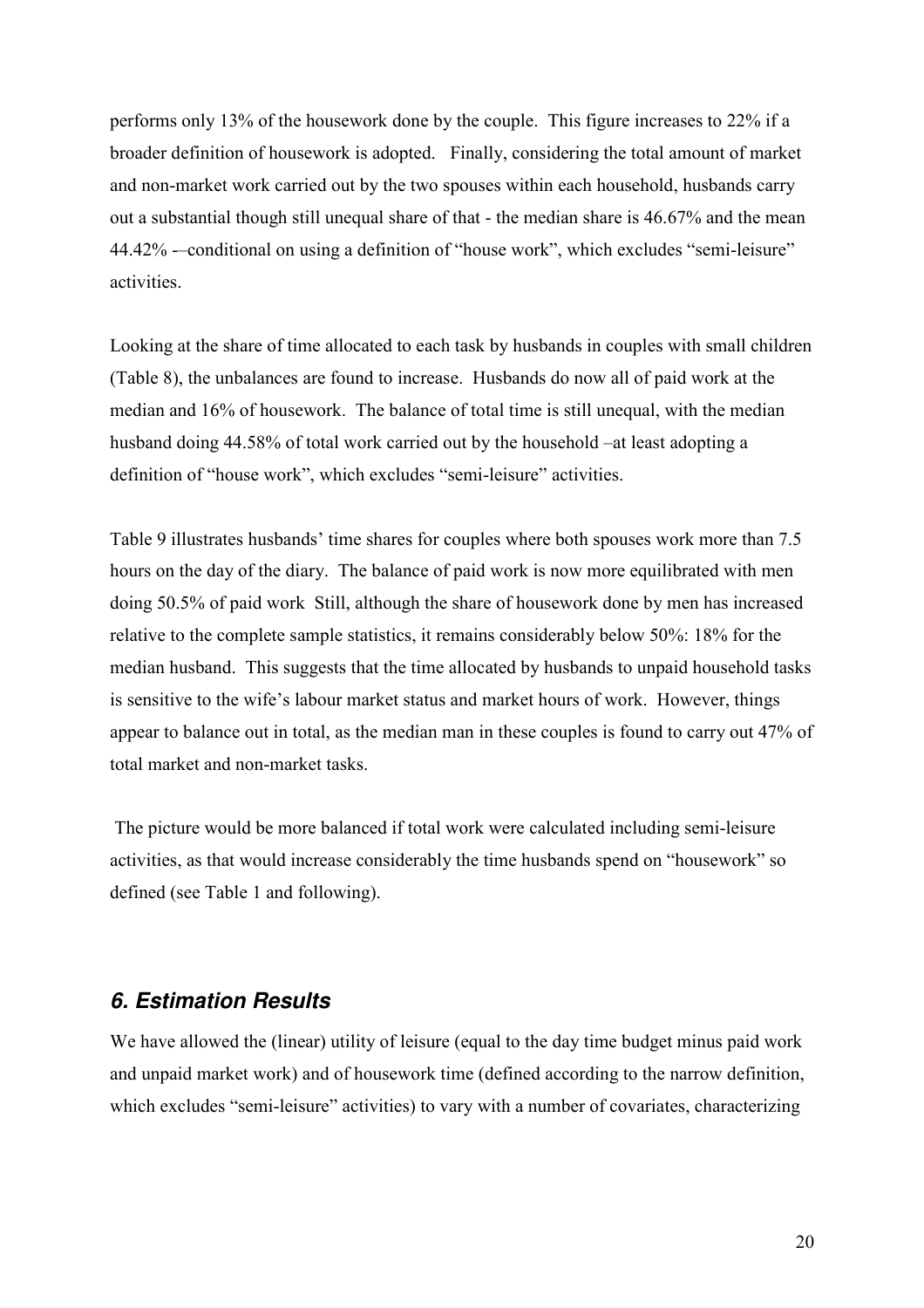performs only 13% of the housework done by the couple. This figure increases to 22% if a broader definition of housework is adopted. Finally, considering the total amount of market and non-market work carried out by the two spouses within each household, husbands carry out a substantial though still unequal share of that - the median share is 46.67% and the mean 44.42% -–conditional on using a definition of "house work", which excludes "semi-leisure" activities.

Looking at the share of time allocated to each task by husbands in couples with small children (Table 8), the unbalances are found to increase. Husbands do now all of paid work at the median and 16% of housework. The balance of total time is still unequal, with the median husband doing 44.58% of total work carried out by the household –at least adopting a definition of "house work", which excludes "semi-leisure" activities.

Table 9 illustrates husbands' time shares for couples where both spouses work more than 7.5 hours on the day of the diary. The balance of paid work is now more equilibrated with men doing 50.5% of paid work Still, although the share of housework done by men has increased relative to the complete sample statistics, it remains considerably below 50%: 18% for the median husband. This suggests that the time allocated by husbands to unpaid household tasks is sensitive to the wife's labour market status and market hours of work. However, things appear to balance out in total, as the median man in these couples is found to carry out 47% of total market and non-market tasks.

The picture would be more balanced if total work were calculated including semi-leisure activities, as that would increase considerably the time husbands spend on "housework" so defined (see Table 1 and following).

## *6. Estimation Results*

We have allowed the (linear) utility of leisure (equal to the day time budget minus paid work and unpaid market work) and of housework time (defined according to the narrow definition, which excludes "semi-leisure" activities) to vary with a number of covariates, characterizing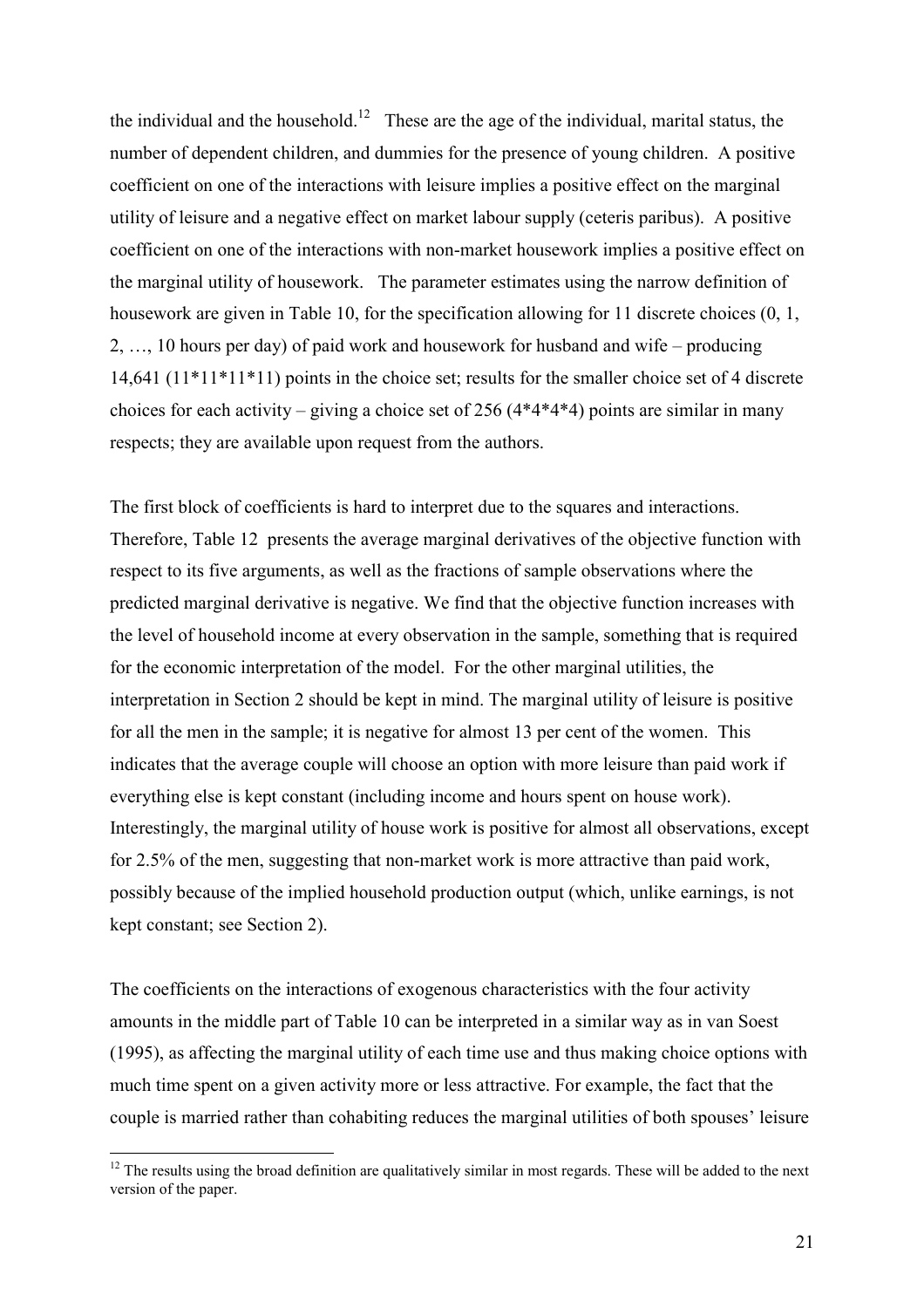the individual and the household.[12] These are the age of the individual, marital status, the number of dependent children, and dummies for the presence of young children. A positive coefficient on one of the interactions with leisure implies a positive effect on the marginal utility of leisure and a negative effect on market labour supply (ceteris paribus). A positive coefficient on one of the interactions with non-market housework implies a positive effect on the marginal utility of housework. The parameter estimates using the narrow definition of housework are given in Table 10, for the specification allowing for 11 discrete choices (0, 1, 2, …, 10 hours per day) of paid work and housework for husband and wife – producing 14,641 (11*11*11*11) points in the choice set; results for the smaller choice set of 4 discrete choices for each activity – giving a choice set of 256 (4*4*4*4) points are similar in many respects; they are available upon request from the authors.

The first block of coefficients is hard to interpret due to the squares and interactions. Therefore, Table 12 presents the average marginal derivatives of the objective function with respect to its five arguments, as well as the fractions of sample observations where the predicted marginal derivative is negative. We find that the objective function increases with the level of household income at every observation in the sample, something that is required for the economic interpretation of the model. For the other marginal utilities, the interpretation in Section 2 should be kept in mind. The marginal utility of leisure is positive for all the men in the sample; it is negative for almost 13 per cent of the women. This indicates that the average couple will choose an option with more leisure than paid work if everything else is kept constant (including income and hours spent on house work). Interestingly, the marginal utility of house work is positive for almost all observations, except for 2.5% of the men, suggesting that non-market work is more attractive than paid work, possibly because of the implied household production output (which, unlike earnings, is not kept constant; see Section 2).

The coefficients on the interactions of exogenous characteristics with the four activity amounts in the middle part of Table 10 can be interpreted in a similar way as in van Soest (1995), as affecting the marginal utility of each time use and thus making choice options with much time spent on a given activity more or less attractive. For example, the fact that the couple is married rather than cohabiting reduces the marginal utilities of both spouses' leisure

[12] The results using the broad definition are qualitatively similar in most regards. These will be added to the next version of the paper.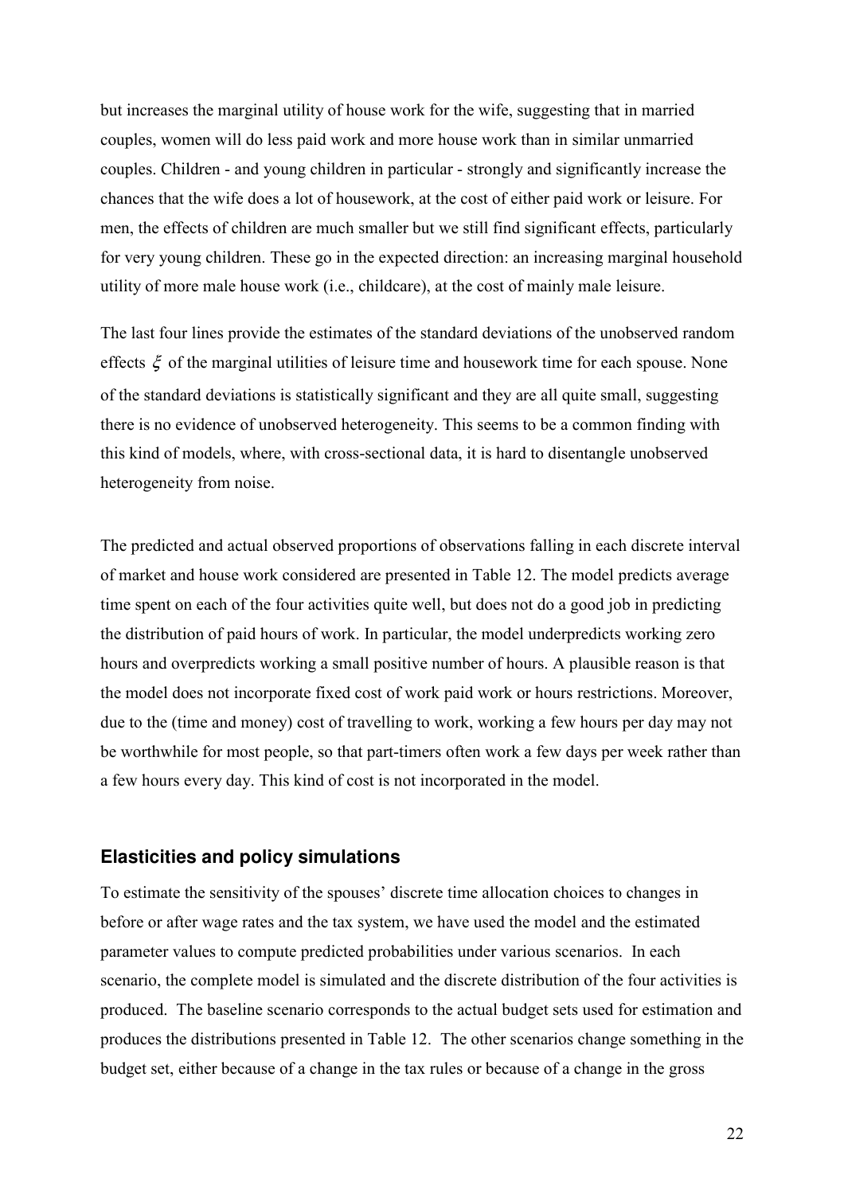but increases the marginal utility of house work for the wife, suggesting that in married couples, women will do less paid work and more house work than in similar unmarried couples. Children - and young children in particular - strongly and significantly increase the chances that the wife does a lot of housework, at the cost of either paid work or leisure. For men, the effects of children are much smaller but we still find significant effects, particularly for very young children. These go in the expected direction: an increasing marginal household utility of more male house work (i.e., childcare), at the cost of mainly male leisure.

The last four lines provide the estimates of the standard deviations of the unobserved random effects $\xi$ of the marginal utilities of leisure time and housework time for each spouse. None of the standard deviations is statistically significant and they are all quite small, suggesting there is no evidence of unobserved heterogeneity. This seems to be a common finding with this kind of models, where, with cross-sectional data, it is hard to disentangle unobserved heterogeneity from noise.

The predicted and actual observed proportions of observations falling in each discrete interval of market and house work considered are presented in Table 12. The model predicts average time spent on each of the four activities quite well, but does not do a good job in predicting the distribution of paid hours of work. In particular, the model underpredicts working zero hours and overpredicts working a small positive number of hours. A plausible reason is that the model does not incorporate fixed cost of work paid work or hours restrictions. Moreover, due to the (time and money) cost of travelling to work, working a few hours per day may not be worthwhile for most people, so that part-timers often work a few days per week rather than a few hours every day. This kind of cost is not incorporated in the model.

### Elasticities and policy simulations

To estimate the sensitivity of the spouses' discrete time allocation choices to changes in before or after wage rates and the tax system, we have used the model and the estimated parameter values to compute predicted probabilities under various scenarios. In each scenario, the complete model is simulated and the discrete distribution of the four activities is produced. The baseline scenario corresponds to the actual budget sets used for estimation and produces the distributions presented in Table 12. The other scenarios change something in the budget set, either because of a change in the tax rules or because of a change in the gross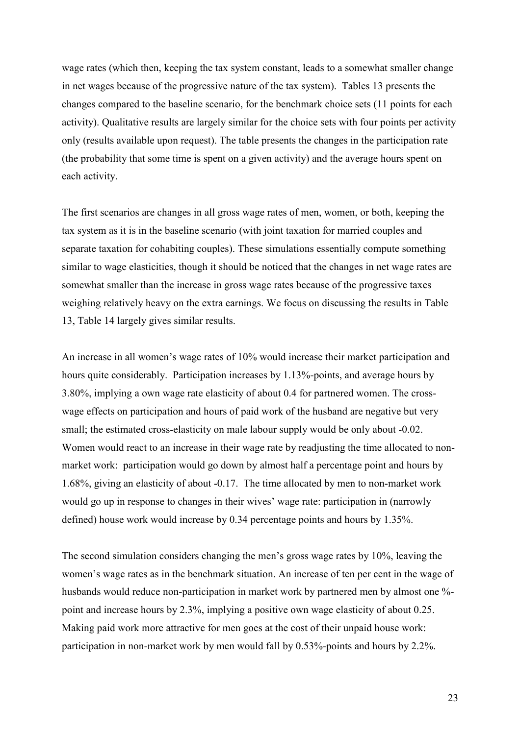wage rates (which then, keeping the tax system constant, leads to a somewhat smaller change in net wages because of the progressive nature of the tax system). Tables 13 presents the changes compared to the baseline scenario, for the benchmark choice sets (11 points for each activity). Qualitative results are largely similar for the choice sets with four points per activity only (results available upon request). The table presents the changes in the participation rate (the probability that some time is spent on a given activity) and the average hours spent on each activity.

The first scenarios are changes in all gross wage rates of men, women, or both, keeping the tax system as it is in the baseline scenario (with joint taxation for married couples and separate taxation for cohabiting couples). These simulations essentially compute something similar to wage elasticities, though it should be noticed that the changes in net wage rates are somewhat smaller than the increase in gross wage rates because of the progressive taxes weighing relatively heavy on the extra earnings. We focus on discussing the results in Table 13, Table 14 largely gives similar results.

An increase in all women's wage rates of 10% would increase their market participation and hours quite considerably. Participation increases by 1.13%-points, and average hours by 3.80%, implying a own wage rate elasticity of about 0.4 for partnered women. The cross-wage effects on participation and hours of paid work of the husband are negative but very small; the estimated cross-elasticity on male labour supply would be only about -0.02. Women would react to an increase in their wage rate by readjusting the time allocated to non-market work: participation would go down by almost half a percentage point and hours by 1.68%, giving an elasticity of about -0.17. The time allocated by men to non-market work would go up in response to changes in their wives' wage rate: participation in (narrowly defined) house work would increase by 0.34 percentage points and hours by 1.35%.

The second simulation considers changing the men's gross wage rates by 10%, leaving the women's wage rates as in the benchmark situation. An increase of ten per cent in the wage of husbands would reduce non-participation in market work by partnered men by almost one %-point and increase hours by 2.3%, implying a positive own wage elasticity of about 0.25. Making paid work more attractive for men goes at the cost of their unpaid house work: participation in non-market work by men would fall by 0.53%-points and hours by 2.2%.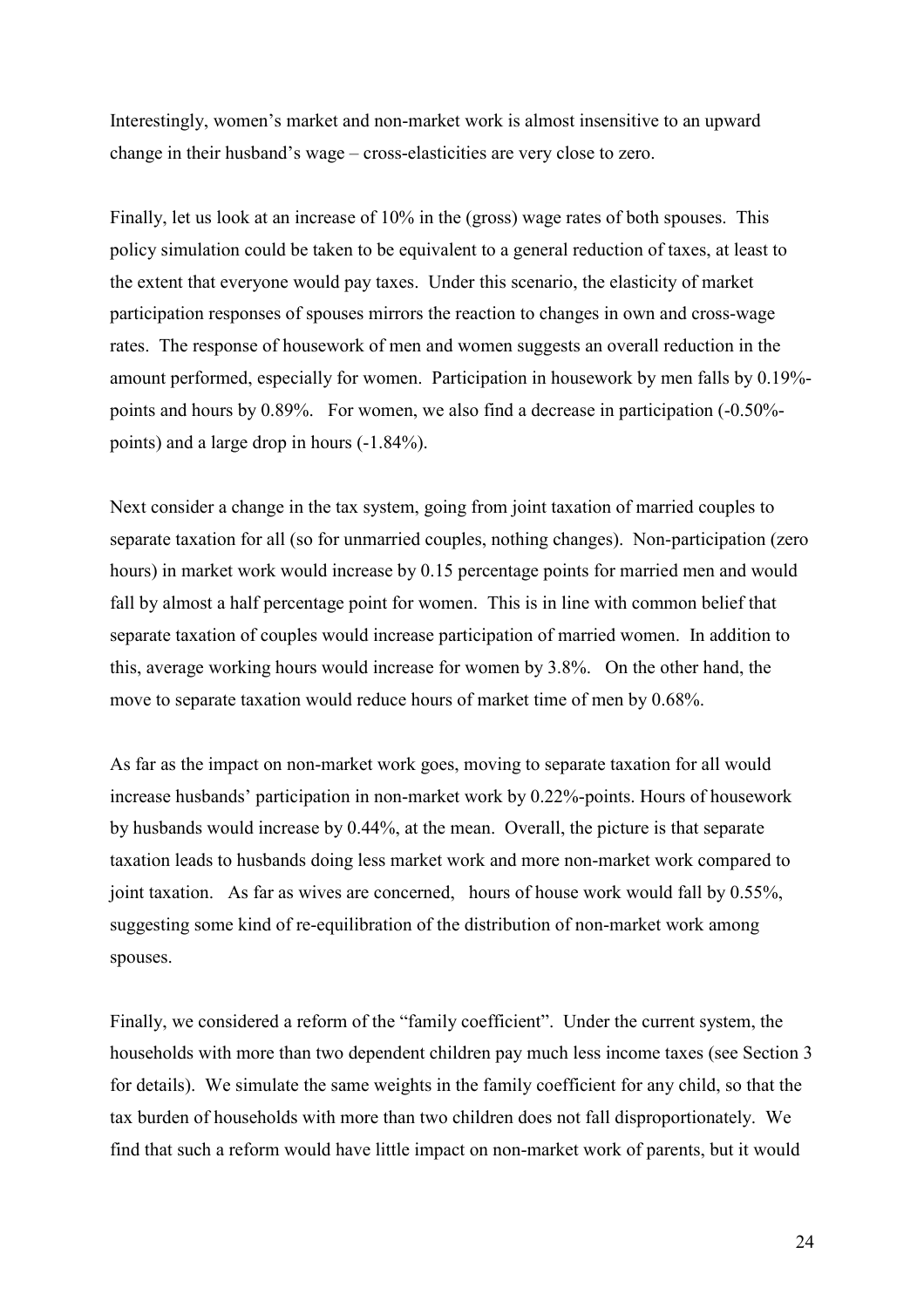Interestingly, women's market and non-market work is almost insensitive to an upward change in their husband's wage – cross-elasticities are very close to zero.

Finally, let us look at an increase of 10% in the (gross) wage rates of both spouses. This policy simulation could be taken to be equivalent to a general reduction of taxes, at least to the extent that everyone would pay taxes. Under this scenario, the elasticity of market participation responses of spouses mirrors the reaction to changes in own and cross-wage rates. The response of housework of men and women suggests an overall reduction in the amount performed, especially for women. Participation in housework by men falls by 0.19%-points and hours by 0.89%. For women, we also find a decrease in participation (-0.50%-points) and a large drop in hours (-1.84%).

Next consider a change in the tax system, going from joint taxation of married couples to separate taxation for all (so for unmarried couples, nothing changes). Non-participation (zero hours) in market work would increase by 0.15 percentage points for married men and would fall by almost a half percentage point for women. This is in line with common belief that separate taxation of couples would increase participation of married women. In addition to this, average working hours would increase for women by 3.8%. On the other hand, the move to separate taxation would reduce hours of market time of men by 0.68%.

As far as the impact on non-market work goes, moving to separate taxation for all would increase husbands' participation in non-market work by 0.22%-points. Hours of housework by husbands would increase by 0.44%, at the mean. Overall, the picture is that separate taxation leads to husbands doing less market work and more non-market work compared to joint taxation. As far as wives are concerned, hours of house work would fall by 0.55%, suggesting some kind of re-equilibration of the distribution of non-market work among spouses.

Finally, we considered a reform of the "family coefficient". Under the current system, the households with more than two dependent children pay much less income taxes (see Section 3 for details). We simulate the same weights in the family coefficient for any child, so that the tax burden of households with more than two children does not fall disproportionately. We find that such a reform would have little impact on non-market work of parents, but it would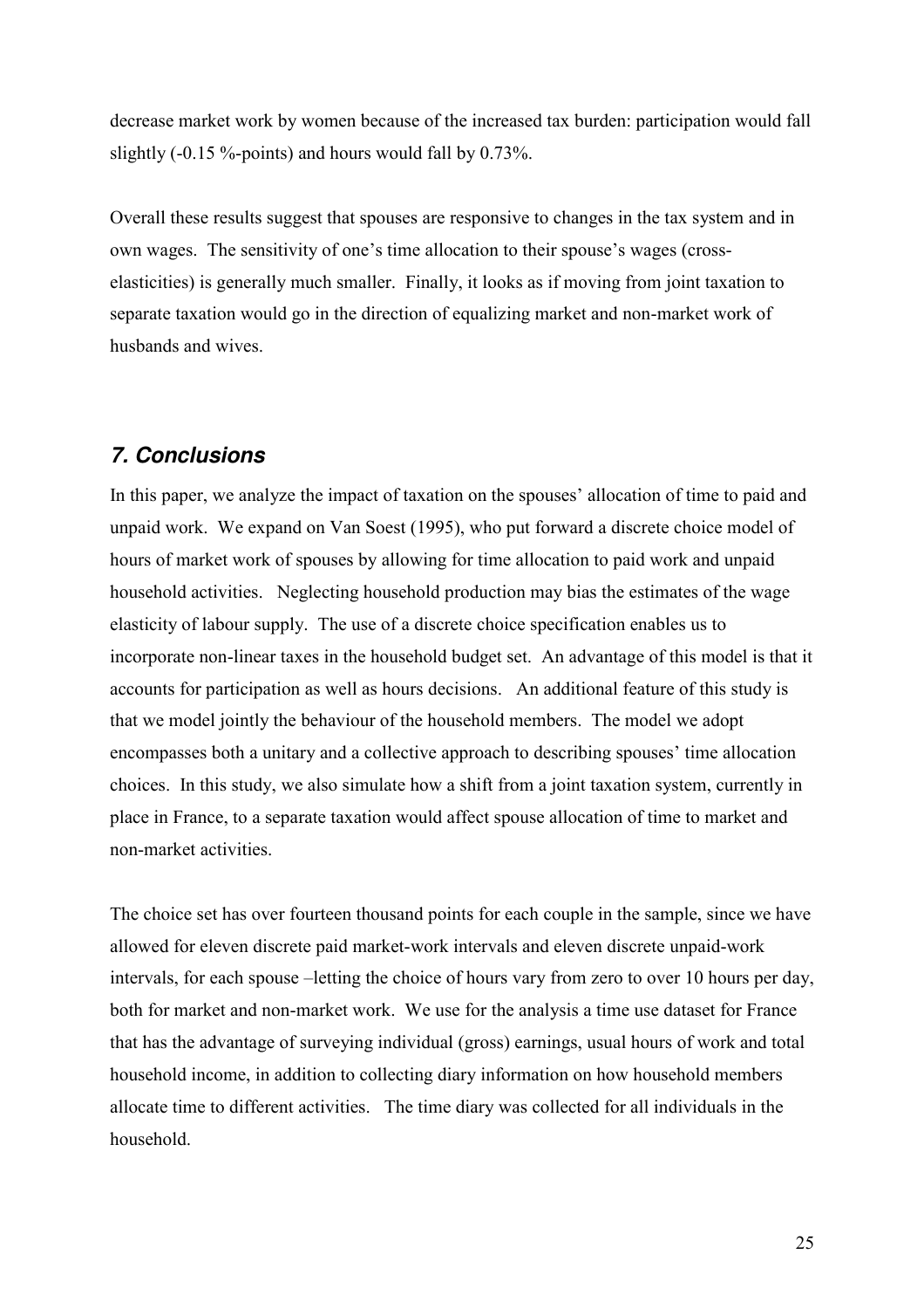decrease market work by women because of the increased tax burden: participation would fall slightly (-0.15 %-points) and hours would fall by 0.73%.

Overall these results suggest that spouses are responsive to changes in the tax system and in own wages. The sensitivity of one's time allocation to their spouse's wages (cross-elasticities) is generally much smaller. Finally, it looks as if moving from joint taxation to separate taxation would go in the direction of equalizing market and non-market work of husbands and wives.

## *7. Conclusions*

In this paper, we analyze the impact of taxation on the spouses' allocation of time to paid and unpaid work. We expand on Van Soest (1995), who put forward a discrete choice model of hours of market work of spouses by allowing for time allocation to paid work and unpaid household activities. Neglecting household production may bias the estimates of the wage elasticity of labour supply. The use of a discrete choice specification enables us to incorporate non-linear taxes in the household budget set. An advantage of this model is that it accounts for participation as well as hours decisions. An additional feature of this study is that we model jointly the behaviour of the household members. The model we adopt encompasses both a unitary and a collective approach to describing spouses' time allocation choices. In this study, we also simulate how a shift from a joint taxation system, currently in place in France, to a separate taxation would affect spouse allocation of time to market and non-market activities.

The choice set has over fourteen thousand points for each couple in the sample, since we have allowed for eleven discrete paid market-work intervals and eleven discrete unpaid-work intervals, for each spouse –letting the choice of hours vary from zero to over 10 hours per day, both for market and non-market work. We use for the analysis a time use dataset for France that has the advantage of surveying individual (gross) earnings, usual hours of work and total household income, in addition to collecting diary information on how household members allocate time to different activities. The time diary was collected for all individuals in the household.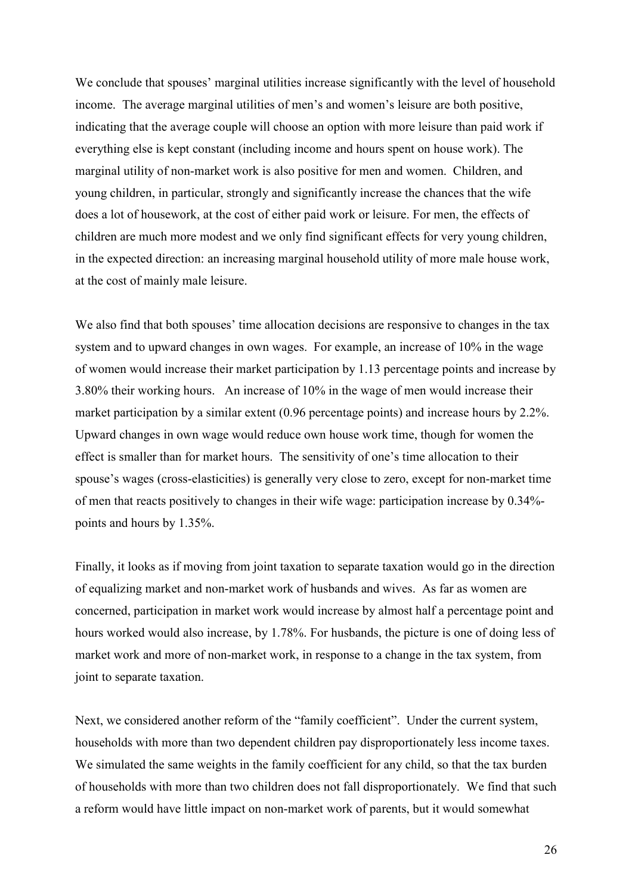We conclude that spouses' marginal utilities increase significantly with the level of household income. The average marginal utilities of men's and women's leisure are both positive, indicating that the average couple will choose an option with more leisure than paid work if everything else is kept constant (including income and hours spent on house work). The marginal utility of non-market work is also positive for men and women. Children, and young children, in particular, strongly and significantly increase the chances that the wife does a lot of housework, at the cost of either paid work or leisure. For men, the effects of children are much more modest and we only find significant effects for very young children, in the expected direction: an increasing marginal household utility of more male house work, at the cost of mainly male leisure.

We also find that both spouses' time allocation decisions are responsive to changes in the tax system and to upward changes in own wages. For example, an increase of 10% in the wage of women would increase their market participation by 1.13 percentage points and increase by 3.80% their working hours. An increase of 10% in the wage of men would increase their market participation by a similar extent (0.96 percentage points) and increase hours by 2.2%. Upward changes in own wage would reduce own house work time, though for women the effect is smaller than for market hours. The sensitivity of one's time allocation to their spouse's wages (cross-elasticities) is generally very close to zero, except for non-market time of men that reacts positively to changes in their wife wage: participation increase by 0.34%-points and hours by 1.35%.

Finally, it looks as if moving from joint taxation to separate taxation would go in the direction of equalizing market and non-market work of husbands and wives. As far as women are concerned, participation in market work would increase by almost half a percentage point and hours worked would also increase, by 1.78%. For husbands, the picture is one of doing less of market work and more of non-market work, in response to a change in the tax system, from joint to separate taxation.

Next, we considered another reform of the "family coefficient". Under the current system, households with more than two dependent children pay disproportionately less income taxes. We simulated the same weights in the family coefficient for any child, so that the tax burden of households with more than two children does not fall disproportionately. We find that such a reform would have little impact on non-market work of parents, but it would somewhat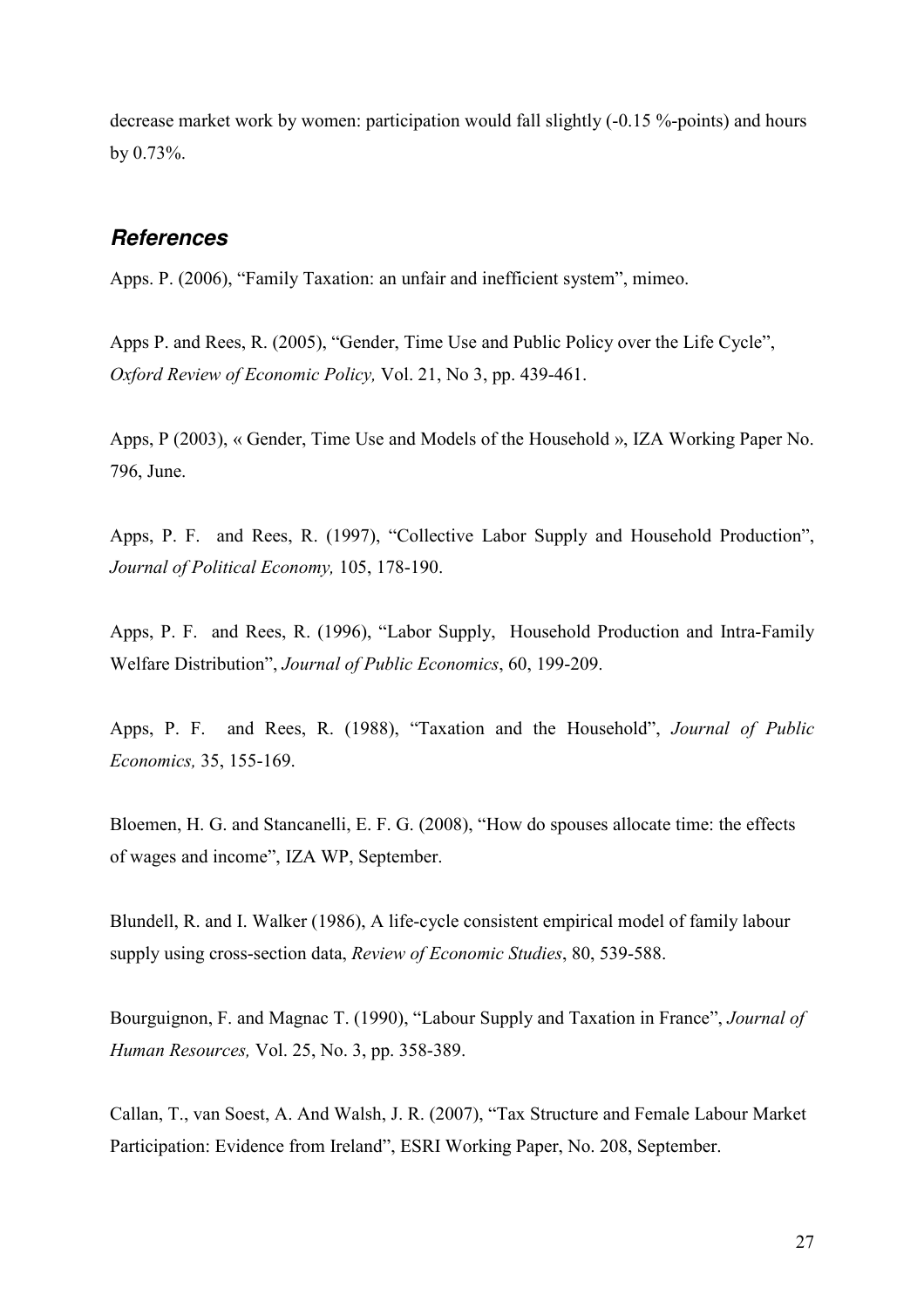decrease market work by women: participation would fall slightly (-0.15 %-points) and hours by 0.73%.

## *References*

Apps. P. (2006), "Family Taxation: an unfair and inefficient system", mimeo.

Apps P. and Rees, R. (2005), "Gender, Time Use and Public Policy over the Life Cycle", *Oxford Review of Economic Policy,* Vol. 21, No 3, pp. 439-461.

Apps, P (2003), « Gender, Time Use and Models of the Household », IZA Working Paper No. 796, June.

Apps, P. F. and Rees, R. (1997), "Collective Labor Supply and Household Production", *Journal of Political Economy,* 105, 178-190.

Apps, P. F. and Rees, R. (1996), "Labor Supply, Household Production and Intra-Family Welfare Distribution", *Journal of Public Economics*, 60, 199-209.

Apps, P. F. and Rees, R. (1988), "Taxation and the Household", *Journal of Public Economics,* 35, 155-169.

Bloemen, H. G. and Stancanelli, E. F. G. (2008), "How do spouses allocate time: the effects of wages and income", IZA WP, September.

Blundell, R. and I. Walker (1986), A life-cycle consistent empirical model of family labour supply using cross-section data, *Review of Economic Studies*, 80, 539-588.

Bourguignon, F. and Magnac T. (1990), "Labour Supply and Taxation in France", *Journal of Human Resources,* Vol. 25, No. 3, pp. 358-389.

Callan, T., van Soest, A. And Walsh, J. R. (2007), "Tax Structure and Female Labour Market Participation: Evidence from Ireland", ESRI Working Paper, No. 208, September.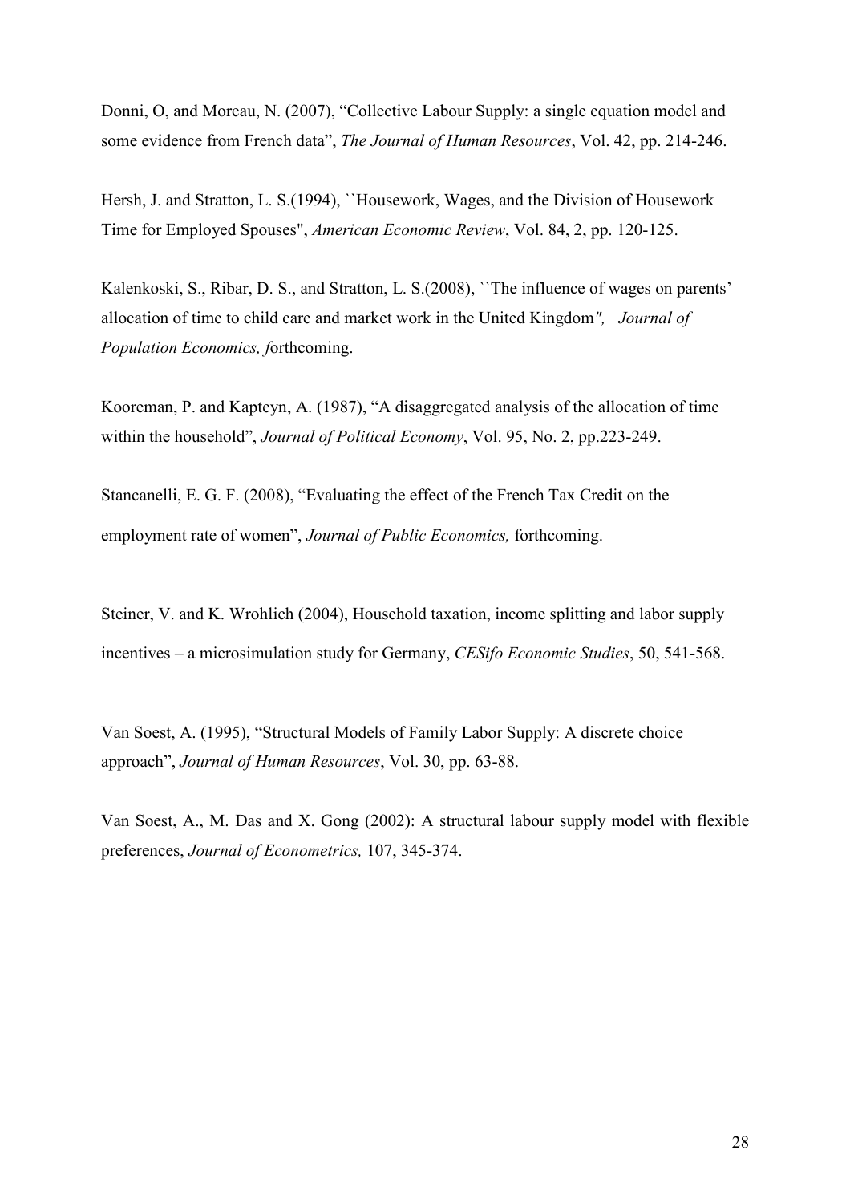Donni, O, and Moreau, N. (2007), "Collective Labour Supply: a single equation model and some evidence from French data", *The Journal of Human Resources*, Vol. 42, pp. 214-246.

Hersh, J. and Stratton, L. S.(1994), ``Housework, Wages, and the Division of Housework Time for Employed Spouses", *American Economic Review*, Vol. 84, 2, pp. 120-125.

Kalenkoski, S., Ribar, D. S., and Stratton, L. S.(2008), ``The influence of wages on parents' allocation of time to child care and market work in the United Kingdom",  *Journal of Population Economics, f*orthcoming.

Kooreman, P. and Kapteyn, A. (1987), "A disaggregated analysis of the allocation of time within the household", *Journal of Political Economy*, Vol. 95, No. 2, pp.223-249.

Stancanelli, E. G. F. (2008), "Evaluating the effect of the French Tax Credit on the employment rate of women", *Journal of Public Economics,* forthcoming.

Steiner, V. and K. Wrohlich (2004), Household taxation, income splitting and labor supply incentives – a microsimulation study for Germany, *CESifo Economic Studies*, 50, 541-568.

Van Soest, A. (1995), "Structural Models of Family Labor Supply: A discrete choice approach", *Journal of Human Resources*, Vol. 30, pp. 63-88.

Van Soest, A., M. Das and X. Gong (2002): A structural labour supply model with flexible preferences, *Journal of Econometrics,* 107, 345-374.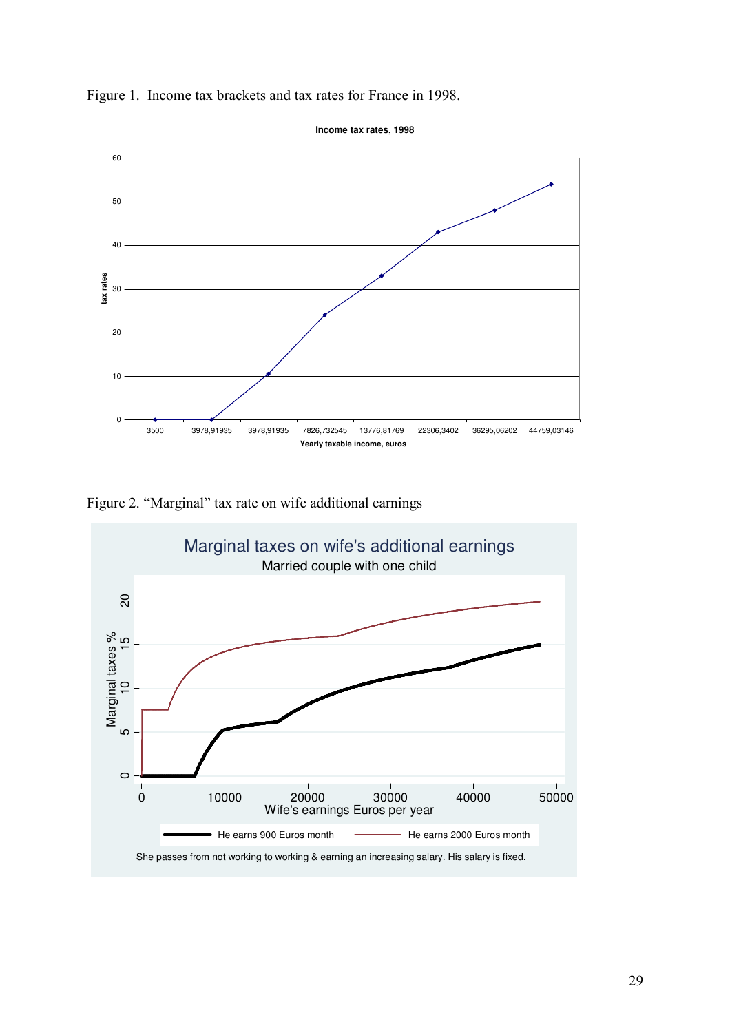Figure 1. Income tax brackets and tax rates for France in 1998.

Figure 2. "Marginal" tax rate on wife additional earnings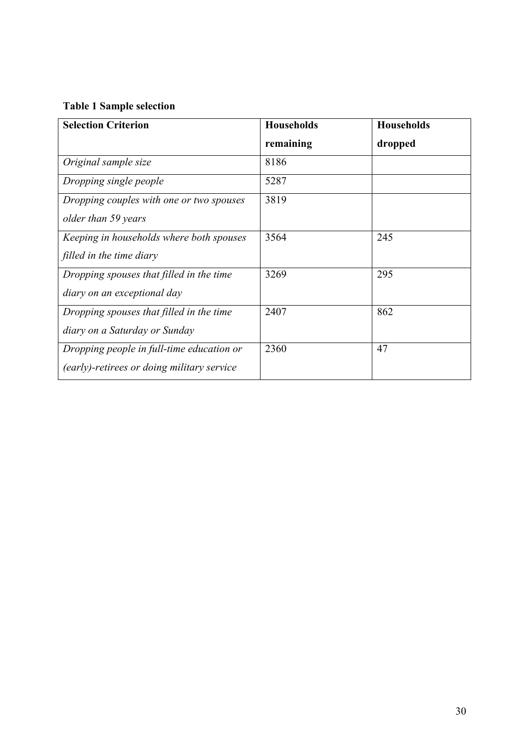**Table 1 Sample selection**

| **Selection Criterion** | **Households remaining** | **Households dropped** |
|---|---|---|
| *Original sample size* | 8186 | |
| *Dropping single people* | 5287 | |
| *Dropping couples with one or two spouses older than 59 years* | 3819 | |
| *Keeping in households where both spouses filled in the time diary* | 3564 | 245 |
| *Dropping spouses that filled in the time diary on an exceptional day* | 3269 | 295 |
| *Dropping spouses that filled in the time diary on a Saturday or Sunday* | 2407 | 862 |
| *Dropping people in full-time education or (early)-retirees or doing military service* | 2360 | 47 |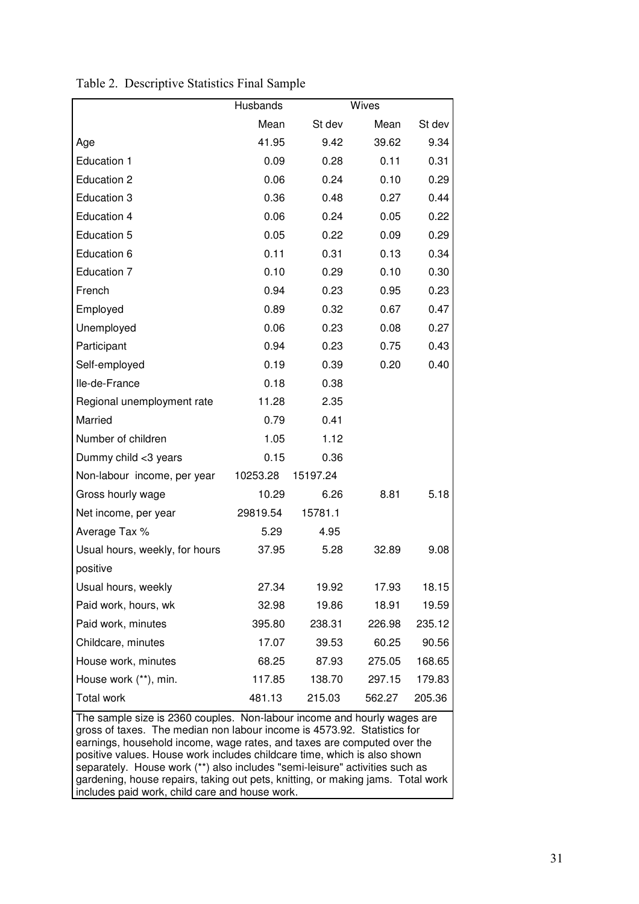Table 2. Descriptive Statistics Final Sample

| | Husbands | | Wives | |
|---|---|---|---|---|
| | Mean | St dev | Mean | St dev |
| Age | 41.95 | 9.42 | 39.62 | 9.34 |
| Education 1 | 0.09 | 0.28 | 0.11 | 0.31 |
| Education 2 | 0.06 | 0.24 | 0.10 | 0.29 |
| Education 3 | 0.36 | 0.48 | 0.27 | 0.44 |
| Education 4 | 0.06 | 0.24 | 0.05 | 0.22 |
| Education 5 | 0.05 | 0.22 | 0.09 | 0.29 |
| Education 6 | 0.11 | 0.31 | 0.13 | 0.34 |
| Education 7 | 0.10 | 0.29 | 0.10 | 0.30 |
| French | 0.94 | 0.23 | 0.95 | 0.23 |
| Employed | 0.89 | 0.32 | 0.67 | 0.47 |
| Unemployed | 0.06 | 0.23 | 0.08 | 0.27 |
| Participant | 0.94 | 0.23 | 0.75 | 0.43 |
| Self-employed | 0.19 | 0.39 | 0.20 | 0.40 |
| Ile-de-France | 0.18 | 0.38 | | |
| Regional unemployment rate | 11.28 | 2.35 | | |
| Married | 0.79 | 0.41 | | |
| Number of children | 1.05 | 1.12 | | |
| Dummy child <3 years | 0.15 | 0.36 | | |
| Non-labour income, per year | 10253.28 | 15197.24 | | |
| Gross hourly wage | 10.29 | 6.26 | 8.81 | 5.18 |
| Net income, per year | 29819.54 | 15781.1 | | |
| Average Tax % | 5.29 | 4.95 | | |
| Usual hours, weekly, for hours positive | 37.95 | 5.28 | 32.89 | 9.08 |
| Usual hours, weekly | 27.34 | 19.92 | 17.93 | 18.15 |
| Paid work, hours, wk | 32.98 | 19.86 | 18.91 | 19.59 |
| Paid work, minutes | 395.80 | 238.31 | 226.98 | 235.12 |
| Childcare, minutes | 17.07 | 39.53 | 60.25 | 90.56 |
| House work, minutes | 68.25 | 87.93 | 275.05 | 168.65 |
| House work (**), min. | 117.85 | 138.70 | 297.15 | 179.83 |
| Total work | 481.13 | 215.03 | 562.27 | 205.36 |

The sample size is 2360 couples. Non-labour income and hourly wages are gross of taxes. The median non labour income is 4573.92. Statistics for earnings, household income, wage rates, and taxes are computed over the positive values. House work includes childcare time, which is also shown separately. House work (**) also includes "semi-leisure" activities such as gardening, house repairs, taking out pets, knitting, or making jams. Total work includes paid work, child care and house work.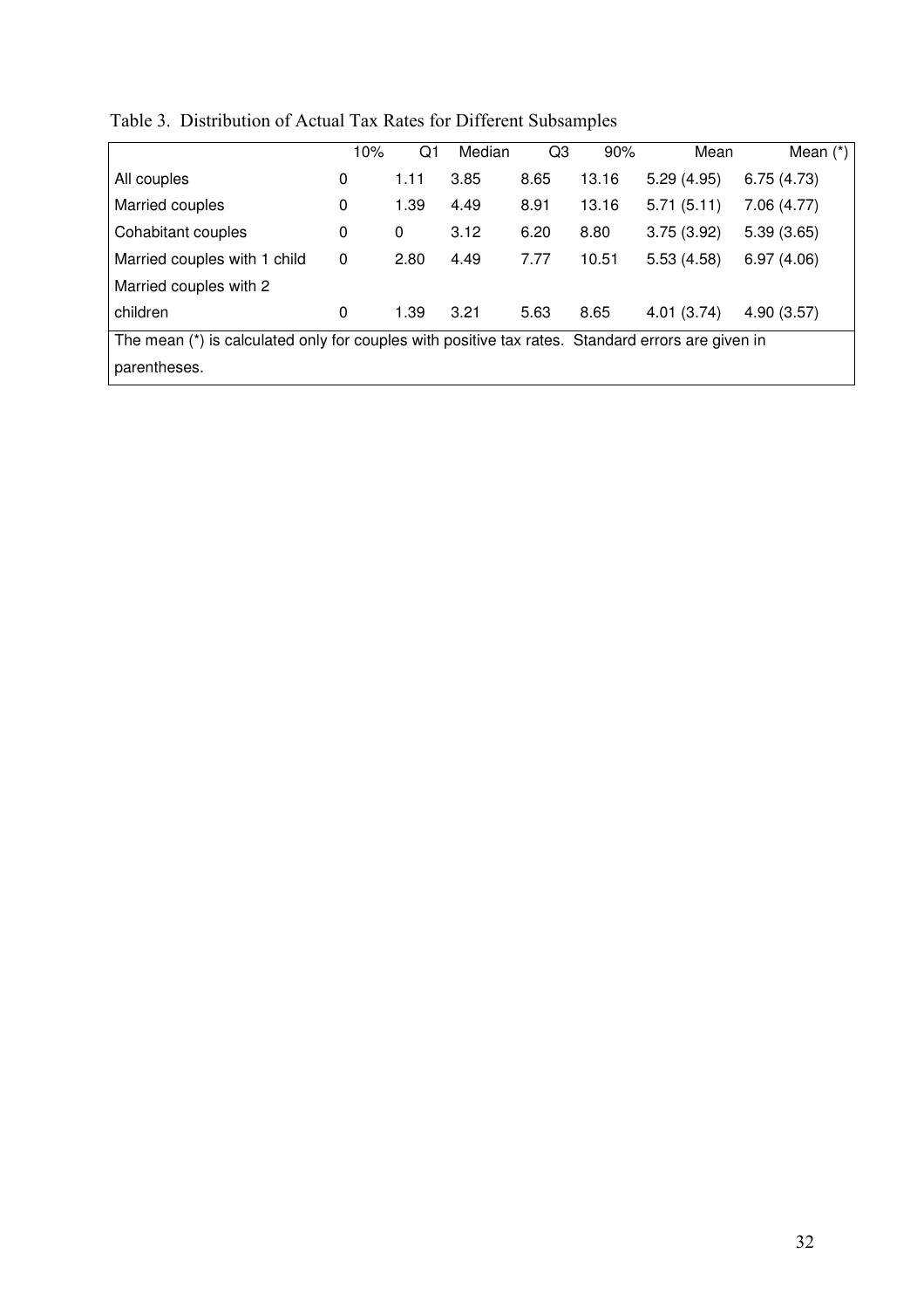Table 3. Distribution of Actual Tax Rates for Different Subsamples

| | 10% | Q1 | Median | Q3 | 90% | Mean | Mean (*) |
|---|---|---|---|---|---|---|---|
| All couples | 0 | 1.11 | 3.85 | 8.65 | 13.16 | 5.29 (4.95) | 6.75 (4.73) |
| Married couples | 0 | 1.39 | 4.49 | 8.91 | 13.16 | 5.71 (5.11) | 7.06 (4.77) |
| Cohabitant couples | 0 | 0 | 3.12 | 6.20 | 8.80 | 3.75 (3.92) | 5.39 (3.65) |
| Married couples with 1 child | 0 | 2.80 | 4.49 | 7.77 | 10.51 | 5.53 (4.58) | 6.97 (4.06) |
| Married couples with 2 children | 0 | 1.39 | 3.21 | 5.63 | 8.65 | 4.01 (3.74) | 4.90 (3.57) |

The mean (*) is calculated only for couples with positive tax rates. Standard errors are given in parentheses.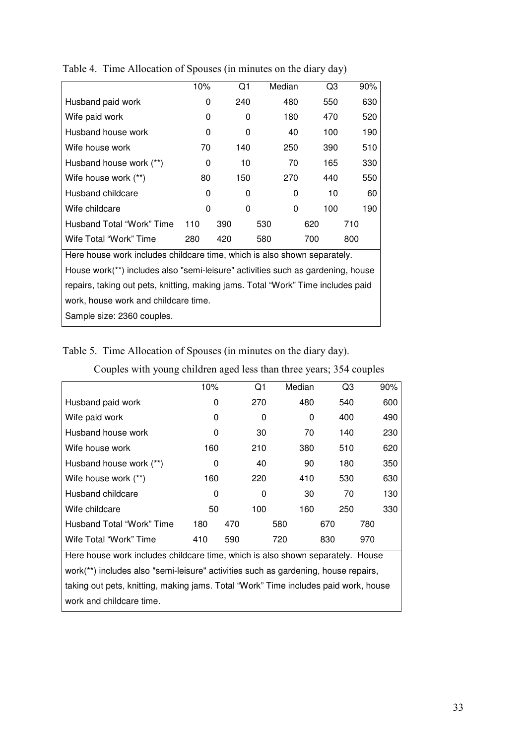Table 4. Time Allocation of Spouses (in minutes on the diary day)

| | 10% | Q1 | Median | Q3 | 90% |
|---|---|---|---|---|---|
| Husband paid work | 0 | 240 | 480 | 550 | 630 |
| Wife paid work | 0 | 0 | 180 | 470 | 520 |
| Husband house work | 0 | 0 | 40 | 100 | 190 |
| Wife house work | 70 | 140 | 250 | 390 | 510 |
| Husband house work (**) | 0 | 10 | 70 | 165 | 330 |
| Wife house work (**) | 80 | 150 | 270 | 440 | 550 |
| Husband childcare | 0 | 0 | 0 | 10 | 60 |
| Wife childcare | 0 | 0 | 0 | 100 | 190 |
| Husband Total "Work" Time | 110 | 390 | 530 | 620 | 710 |
| Wife Total "Work" Time | 280 | 420 | 580 | 700 | 800 |

Here house work includes childcare time, which is also shown separately.
House work(**) includes also "semi-leisure" activities such as gardening, house repairs, taking out pets, knitting, making jams. Total "Work" Time includes paid work, house work and childcare time.
Sample size: 2360 couples.

Table 5. Time Allocation of Spouses (in minutes on the diary day).

Couples with young children aged less than three years; 354 couples

| | 10% | Q1 | Median | Q3 | 90% |
|---|---|---|---|---|---|
| Husband paid work | 0 | 270 | 480 | 540 | 600 |
| Wife paid work | 0 | 0 | 0 | 400 | 490 |
| Husband house work | 0 | 30 | 70 | 140 | 230 |
| Wife house work | 160 | 210 | 380 | 510 | 620 |
| Husband house work (**) | 0 | 40 | 90 | 180 | 350 |
| Wife house work (**) | 160 | 220 | 410 | 530 | 630 |
| Husband childcare | 0 | 0 | 30 | 70 | 130 |
| Wife childcare | 50 | 100 | 160 | 250 | 330 |
| Husband Total "Work" Time | 180 | 470 | 580 | 670 | 780 |
| Wife Total "Work" Time | 410 | 590 | 720 | 830 | 970 |

Here house work includes childcare time, which is also shown separately. House work(**) includes also "semi-leisure" activities such as gardening, house repairs, taking out pets, knitting, making jams. Total "Work" Time includes paid work, house work and childcare time.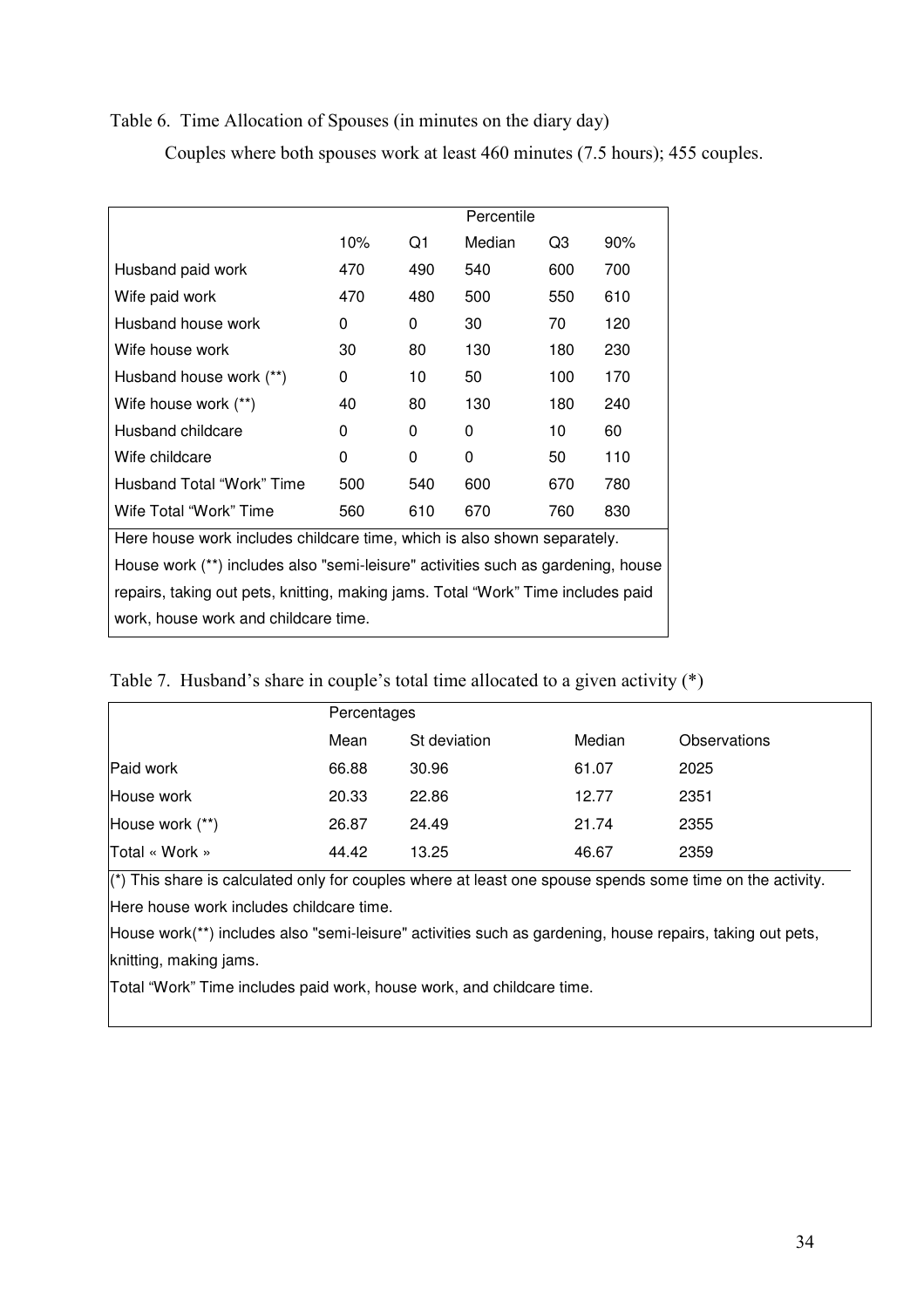Table 6. Time Allocation of Spouses (in minutes on the diary day)

Couples where both spouses work at least 460 minutes (7.5 hours); 455 couples.

| | Percentile | | | | |
|---|---|---|---|---|---|
| | 10% | Q1 | Median | Q3 | 90% |
| Husband paid work | 470 | 490 | 540 | 600 | 700 |
| Wife paid work | 470 | 480 | 500 | 550 | 610 |
| Husband house work | 0 | 0 | 30 | 70 | 120 |
| Wife house work | 30 | 80 | 130 | 180 | 230 |
| Husband house work (**) | 0 | 10 | 50 | 100 | 170 |
| Wife house work (**) | 40 | 80 | 130 | 180 | 240 |
| Husband childcare | 0 | 0 | 0 | 10 | 60 |
| Wife childcare | 0 | 0 | 0 | 50 | 110 |
| Husband Total "Work" Time | 500 | 540 | 600 | 670 | 780 |
| Wife Total "Work" Time | 560 | 610 | 670 | 760 | 830 |

Here house work includes childcare time, which is also shown separately.
House work (**) includes also "semi-leisure" activities such as gardening, house repairs, taking out pets, knitting, making jams. Total "Work" Time includes paid work, house work and childcare time.

Table 7. Husband's share in couple's total time allocated to a given activity (*)

| | Percentages | | | |
|---|---|---|---|---|
| | Mean | St deviation | Median | Observations |
| Paid work | 66.88 | 30.96 | 61.07 | 2025 |
| House work | 20.33 | 22.86 | 12.77 | 2351 |
| House work (**) | 26.87 | 24.49 | 21.74 | 2355 |
| Total « Work » | 44.42 | 13.25 | 46.67 | 2359 |

(*) This share is calculated only for couples where at least one spouse spends some time on the activity.
Here house work includes childcare time.
House work(**) includes also "semi-leisure" activities such as gardening, house repairs, taking out pets, knitting, making jams.
Total "Work" Time includes paid work, house work, and childcare time.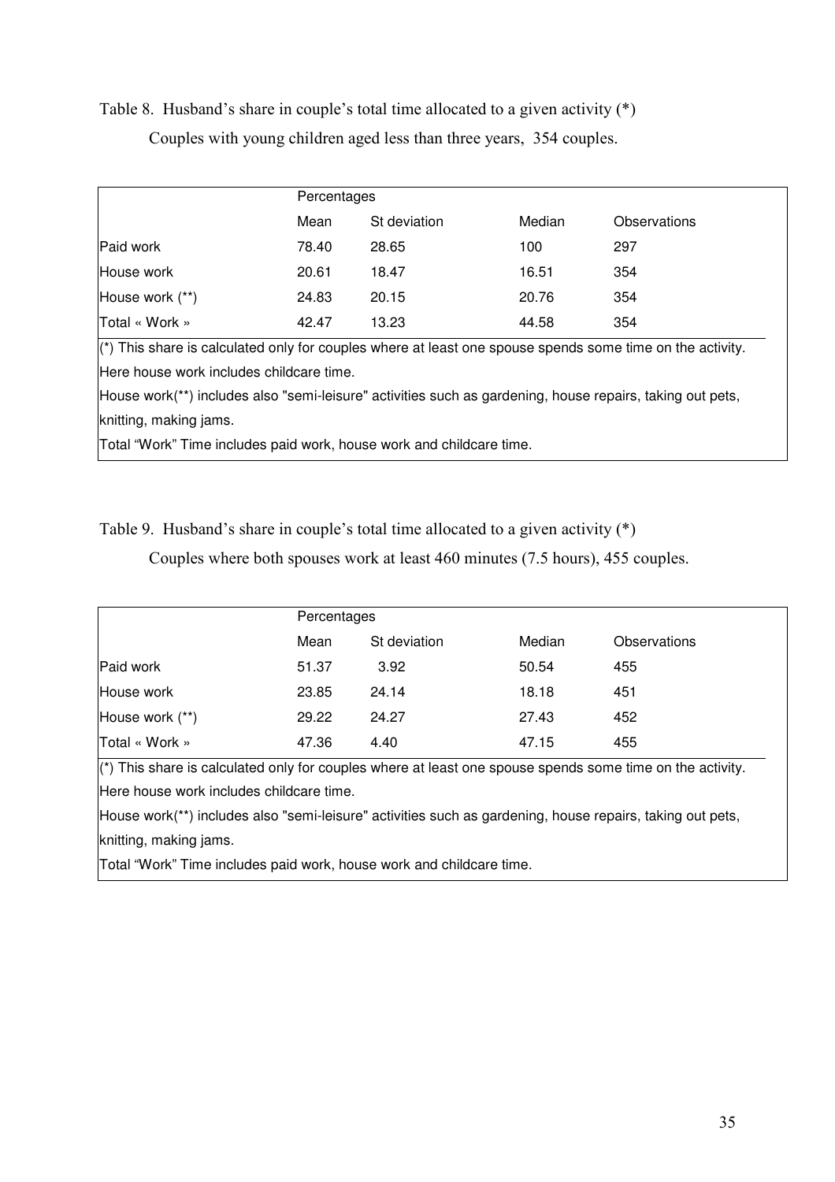Table 8. Husband's share in couple's total time allocated to a given activity (*)

Couples with young children aged less than three years, 354 couples.

| | Percentages | | | |
|---|---|---|---|---|
| | Mean | St deviation | Median | Observations |
| Paid work | 78.40 | 28.65 | 100 | 297 |
| House work | 20.61 | 18.47 | 16.51 | 354 |
| House work (**) | 24.83 | 20.15 | 20.76 | 354 |
| Total « Work » | 42.47 | 13.23 | 44.58 | 354 |

(*) This share is calculated only for couples where at least one spouse spends some time on the activity.
Here house work includes childcare time.
House work(**) includes also "semi-leisure" activities such as gardening, house repairs, taking out pets, knitting, making jams.
Total "Work" Time includes paid work, house work and childcare time.

Table 9. Husband's share in couple's total time allocated to a given activity (*)

Couples where both spouses work at least 460 minutes (7.5 hours), 455 couples.

| | Percentages | | | |
|---|---|---|---|---|
| | Mean | St deviation | Median | Observations |
| Paid work | 51.37 | 3.92 | 50.54 | 455 |
| House work | 23.85 | 24.14 | 18.18 | 451 |
| House work (**) | 29.22 | 24.27 | 27.43 | 452 |
| Total « Work » | 47.36 | 4.40 | 47.15 | 455 |

(*) This share is calculated only for couples where at least one spouse spends some time on the activity.
Here house work includes childcare time.
House work(**) includes also "semi-leisure" activities such as gardening, house repairs, taking out pets, knitting, making jams.
Total "Work" Time includes paid work, house work and childcare time.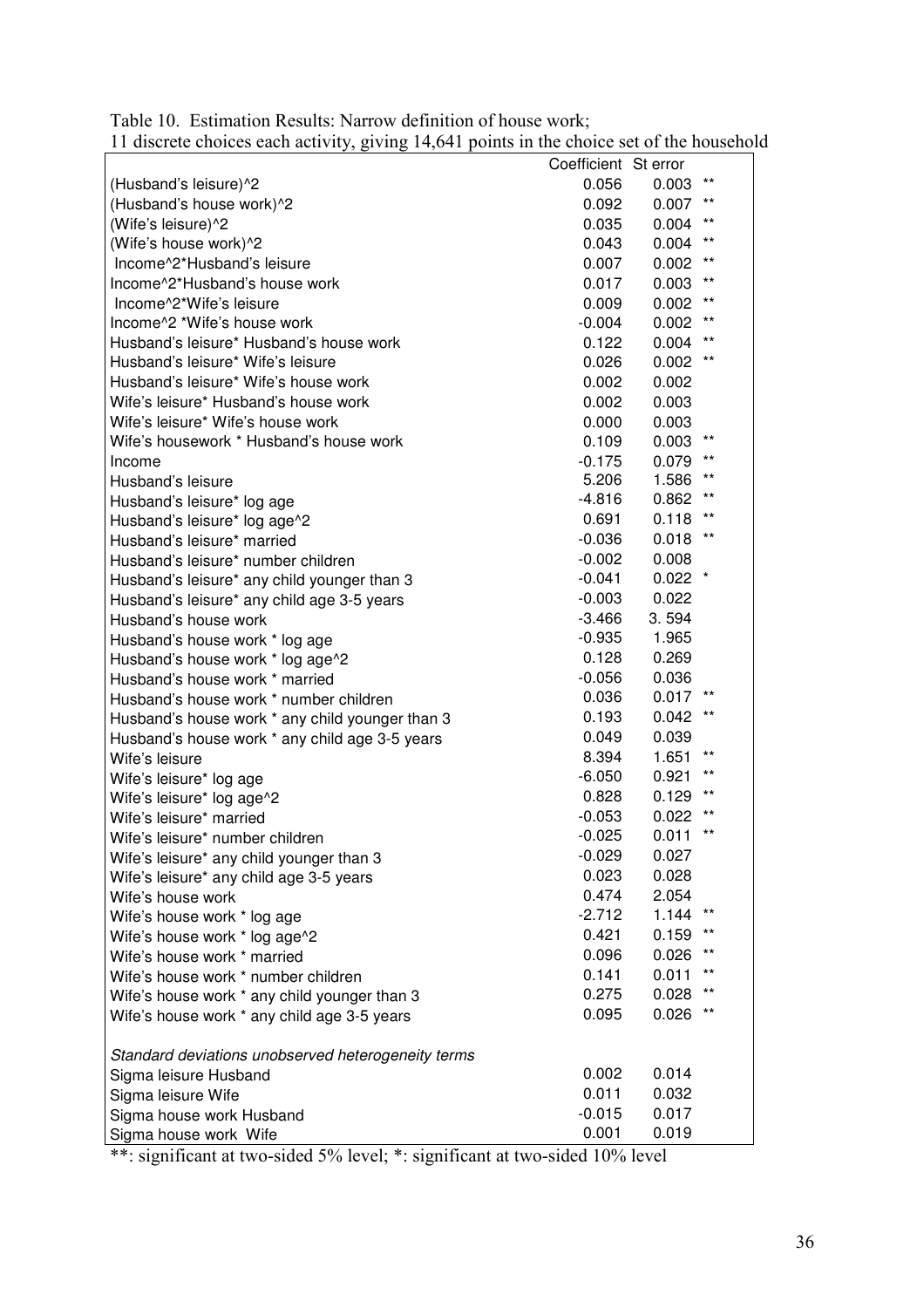Table 10. Estimation Results: Narrow definition of house work;
11 discrete choices each activity, giving 14,641 points in the choice set of the household

| | Coefficient | St error | |
|---|---|---|---|
| (Husband's leisure)^2 | 0.056 | 0.003 | ** |
| (Husband's house work)^2 | 0.092 | 0.007 | ** |
| (Wife's leisure)^2 | 0.035 | 0.004 | ** |
| (Wife's house work)^2 | 0.043 | 0.004 | ** |
| Income^2*Husband's leisure | 0.007 | 0.002 | ** |
| Income^2*Husband's house work | 0.017 | 0.003 | ** |
| Income^2*Wife's leisure | 0.009 | 0.002 | ** |
| Income^2 *Wife's house work | -0.004 | 0.002 | ** |
| Husband's leisure* Husband's house work | 0.122 | 0.004 | ** |
| Husband's leisure* Wife's leisure | 0.026 | 0.002 | ** |
| Husband's leisure* Wife's house work | 0.002 | 0.002 | |
| Wife's leisure* Husband's house work | 0.002 | 0.003 | |
| Wife's leisure* Wife's house work | 0.000 | 0.003 | |
| Wife's housework * Husband's house work | 0.109 | 0.003 | ** |
| Income | -0.175 | 0.079 | ** |
| Husband's leisure | 5.206 | 1.586 | ** |
| Husband's leisure* log age | -4.816 | 0.862 | ** |
| Husband's leisure* log age^2 | 0.691 | 0.118 | ** |
| Husband's leisure* married | -0.036 | 0.018 | ** |
| Husband's leisure* number children | -0.002 | 0.008 | |
| Husband's leisure* any child younger than 3 | -0.041 | 0.022 | * |
| Husband's leisure* any child age 3-5 years | -0.003 | 0.022 | |
| Husband's house work | -3.466 | 3. 594 | |
| Husband's house work * log age | -0.935 | 1.965 | |
| Husband's house work * log age^2 | 0.128 | 0.269 | |
| Husband's house work * married | -0.056 | 0.036 | |
| Husband's house work * number children | 0.036 | 0.017 | ** |
| Husband's house work * any child younger than 3 | 0.193 | 0.042 | ** |
| Husband's house work * any child age 3-5 years | 0.049 | 0.039 | |
| Wife's leisure | 8.394 | 1.651 | ** |
| Wife's leisure* log age | -6.050 | 0.921 | ** |
| Wife's leisure* log age^2 | 0.828 | 0.129 | ** |
| Wife's leisure* married | -0.053 | 0.022 | ** |
| Wife's leisure* number children | -0.025 | 0.011 | ** |
| Wife's leisure* any child younger than 3 | -0.029 | 0.027 | |
| Wife's leisure* any child age 3-5 years | 0.023 | 0.028 | |
| Wife's house work | 0.474 | 2.054 | |
| Wife's house work * log age | -2.712 | 1.144 | ** |
| Wife's house work * log age^2 | 0.421 | 0.159 | ** |
| Wife's house work * married | 0.096 | 0.026 | ** |
| Wife's house work * number children | 0.141 | 0.011 | ** |
| Wife's house work * any child younger than 3 | 0.275 | 0.028 | ** |
| Wife's house work * any child age 3-5 years | 0.095 | 0.026 | ** |
| *Standard deviations unobserved heterogeneity terms* | | | |
| Sigma leisure Husband | 0.002 | 0.014 | |
| Sigma leisure Wife | 0.011 | 0.032 | |
| Sigma house work Husband | -0.015 | 0.017 | |
| Sigma house work Wife | 0.001 | 0.019 | |

**: significant at two-sided 5% level; *: significant at two-sided 10% level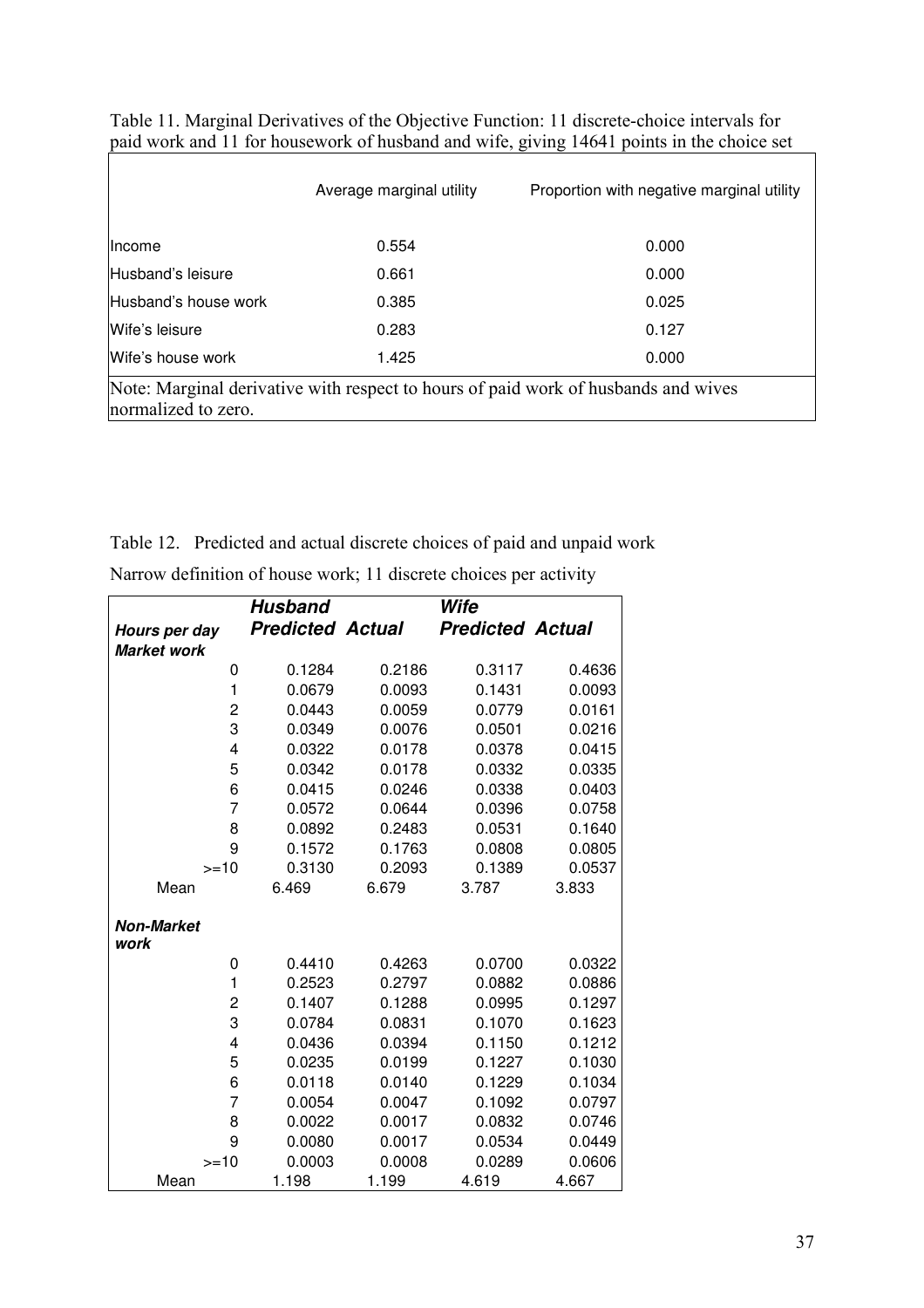Table 11. Marginal Derivatives of the Objective Function: 11 discrete-choice intervals for paid work and 11 for housework of husband and wife, giving 14641 points in the choice set

| | Average marginal utility | Proportion with negative marginal utility |
|---|---|---|
| Income | 0.554 | 0.000 |
| Husband's leisure | 0.661 | 0.000 |
| Husband's house work | 0.385 | 0.025 |
| Wife's leisure | 0.283 | 0.127 |
| Wife's house work | 1.425 | 0.000 |

Note: Marginal derivative with respect to hours of paid work of husbands and wives normalized to zero.

Table 12. Predicted and actual discrete choices of paid and unpaid work

Narrow definition of house work; 11 discrete choices per activity

| | ***Husband*** | | ***Wife*** | |
|---|---|---|---|---|
| ***Hours per day*** | ***Predicted*** | ***Actual*** | ***Predicted*** | ***Actual*** |
| ***Market work*** | | | | |
| 0 | 0.1284 | 0.2186 | 0.3117 | 0.4636 |
| 1 | 0.0679 | 0.0093 | 0.1431 | 0.0093 |
| 2 | 0.0443 | 0.0059 | 0.0779 | 0.0161 |
| 3 | 0.0349 | 0.0076 | 0.0501 | 0.0216 |
| 4 | 0.0322 | 0.0178 | 0.0378 | 0.0415 |
| 5 | 0.0342 | 0.0178 | 0.0332 | 0.0335 |
| 6 | 0.0415 | 0.0246 | 0.0338 | 0.0403 |
| 7 | 0.0572 | 0.0644 | 0.0396 | 0.0758 |
| 8 | 0.0892 | 0.2483 | 0.0531 | 0.1640 |
| 9 | 0.1572 | 0.1763 | 0.0808 | 0.0805 |
| >=10 | 0.3130 | 0.2093 | 0.1389 | 0.0537 |
| Mean | 6.469 | 6.679 | 3.787 | 3.833 |
| ***Non-Market work*** | | | | |
| 0 | 0.4410 | 0.4263 | 0.0700 | 0.0322 |
| 1 | 0.2523 | 0.2797 | 0.0882 | 0.0886 |
| 2 | 0.1407 | 0.1288 | 0.0995 | 0.1297 |
| 3 | 0.0784 | 0.0831 | 0.1070 | 0.1623 |
| 4 | 0.0436 | 0.0394 | 0.1150 | 0.1212 |
| 5 | 0.0235 | 0.0199 | 0.1227 | 0.1030 |
| 6 | 0.0118 | 0.0140 | 0.1229 | 0.1034 |
| 7 | 0.0054 | 0.0047 | 0.1092 | 0.0797 |
| 8 | 0.0022 | 0.0017 | 0.0832 | 0.0746 |
| 9 | 0.0080 | 0.0017 | 0.0534 | 0.0449 |
| >=10 | 0.0003 | 0.0008 | 0.0289 | 0.0606 |
| Mean | 1.198 | 1.199 | 4.619 | 4.667 |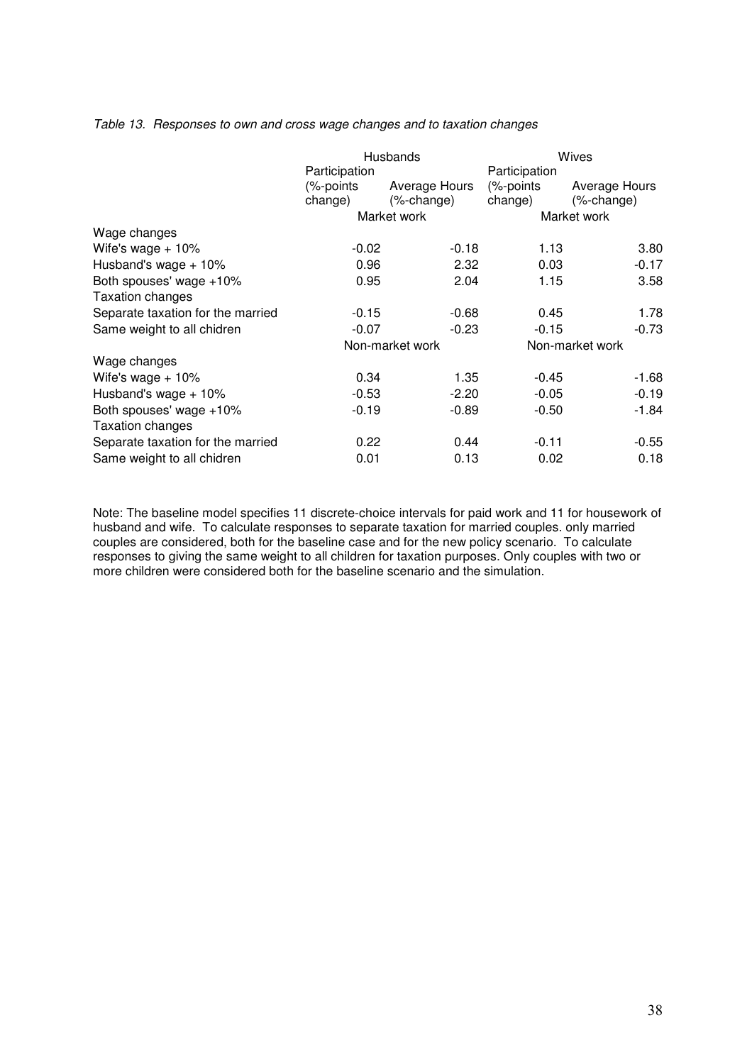*Table 13. Responses to own and cross wage changes and to taxation changes*

| | Husbands | | Wives | |
|---|---|---|---|---|
| | Participation (%-points change) | Average Hours (%-change) | Participation (%-points change) | Average Hours (%-change) |
| | Market work | | Market work | |
| Wage changes | | | | |
| Wife's wage + 10% | -0.02 | -0.18 | 1.13 | 3.80 |
| Husband's wage + 10% | 0.96 | 2.32 | 0.03 | -0.17 |
| Both spouses' wage +10% | 0.95 | 2.04 | 1.15 | 3.58 |
| Taxation changes | | | | |
| Separate taxation for the married | -0.15 | -0.68 | 0.45 | 1.78 |
| Same weight to all chidren | -0.07 | -0.23 | -0.15 | -0.73 |
| | Non-market work | | Non-market work | |
| Wage changes | | | | |
| Wife's wage + 10% | 0.34 | 1.35 | -0.45 | -1.68 |
| Husband's wage + 10% | -0.53 | -2.20 | -0.05 | -0.19 |
| Both spouses' wage +10% | -0.19 | -0.89 | -0.50 | -1.84 |
| Taxation changes | | | | |
| Separate taxation for the married | 0.22 | 0.44 | -0.11 | -0.55 |
| Same weight to all chidren | 0.01 | 0.13 | 0.02 | 0.18 |

Note: The baseline model specifies 11 discrete-choice intervals for paid work and 11 for housework of husband and wife. To calculate responses to separate taxation for married couples. only married couples are considered, both for the baseline case and for the new policy scenario. To calculate responses to giving the same weight to all children for taxation purposes. Only couples with two or more children were considered both for the baseline scenario and the simulation.